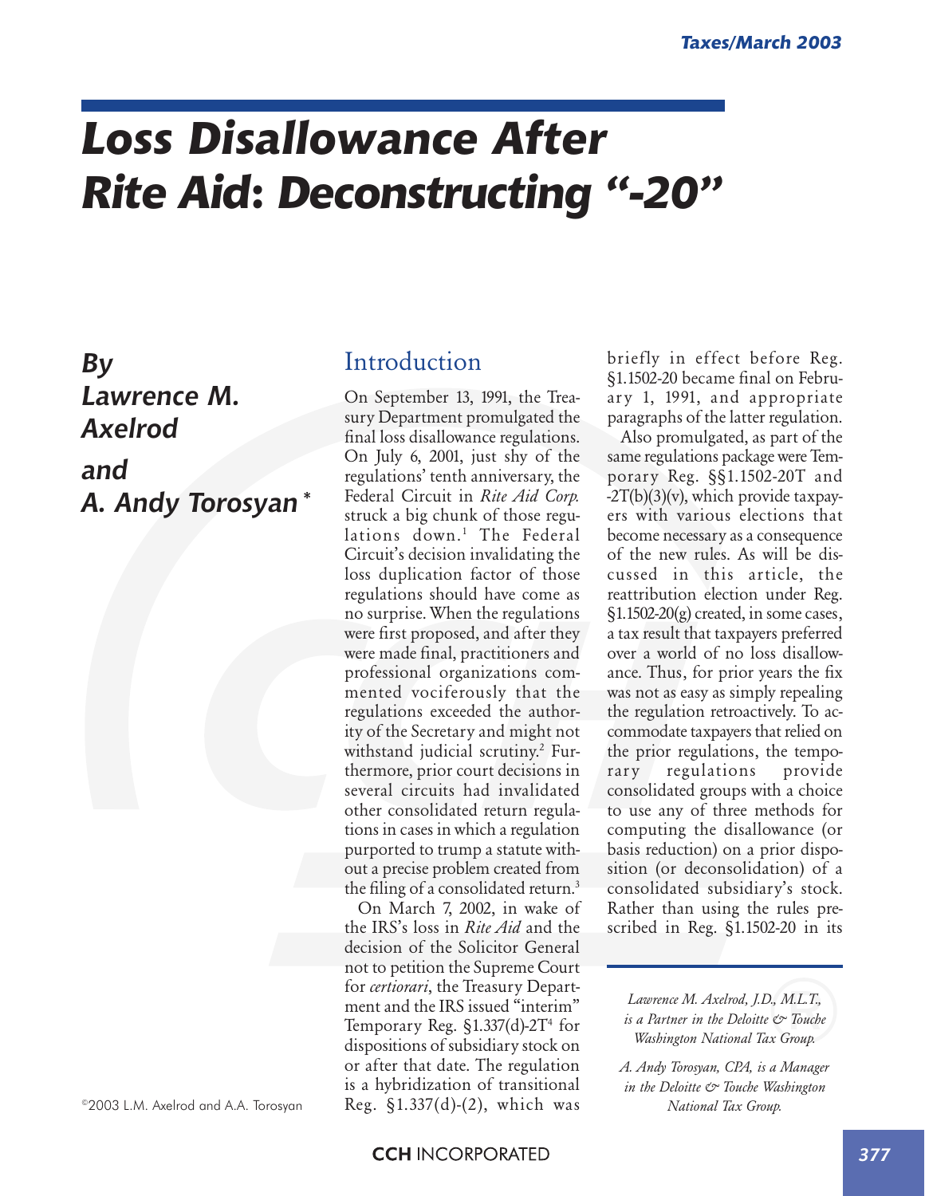# *Loss Disallowance After Rite Aid: Deconstructing "-20"*

***By Lawrence M. Axelrod and A. Andy Torosyan*** *

## Introduction

On September 13, 1991, the Treasury Department promulgated the final loss disallowance regulations. On July 6, 2001, just shy of the regulations' tenth anniversary, the Federal Circuit in *Rite Aid Corp.* struck a big chunk of those regulations down.[1] The Federal Circuit's decision invalidating the loss duplication factor of those regulations should have come as no surprise. When the regulations were first proposed, and after they were made final, practitioners and professional organizations commented vociferously that the regulations exceeded the authority of the Secretary and might not withstand judicial scrutiny.[2] Furthermore, prior court decisions in several circuits had invalidated other consolidated return regulations in cases in which a regulation purported to trump a statute without a precise problem created from the filing of a consolidated return.[3]

On March 7, 2002, in wake of the IRS's loss in *Rite Aid* and the decision of the Solicitor General not to petition the Supreme Court for *certiorari*, the Treasury Department and the IRS issued "interim" Temporary Reg. §1.337(d)-2T[4] for dispositions of subsidiary stock on or after that date. The regulation is a hybridization of transitional Reg. §1.337(d)-(2), which was briefly in effect before Reg. §1.1502-20 became final on February 1, 1991, and appropriate paragraphs of the latter regulation.

Also promulgated, as part of the same regulations package were Temporary Reg. §§1.1502-20T and -2T(b)(3)(v), which provide taxpayers with various elections that become necessary as a consequence of the new rules. As will be discussed in this article, the reattribution election under Reg. §1.1502-20(g) created, in some cases, a tax result that taxpayers preferred over a world of no loss disallowance. Thus, for prior years the fix was not as easy as simply repealing the regulation retroactively. To accommodate taxpayers that relied on the prior regulations, the temporary regulations provide consolidated groups with a choice to use any of three methods for computing the disallowance (or basis reduction) on a prior disposition (or deconsolidation) of a consolidated subsidiary's stock. Rather than using the rules prescribed in Reg. §1.1502-20 in its

*Lawrence M. Axelrod, J.D., M.L.T., is a Partner in the Deloitte & Touche Washington National Tax Group.*

*A. Andy Torosyan, CPA, is a Manager in the Deloitte & Touche Washington National Tax Group.*

©2003 L.M. Axelrod and A.A. Torosyan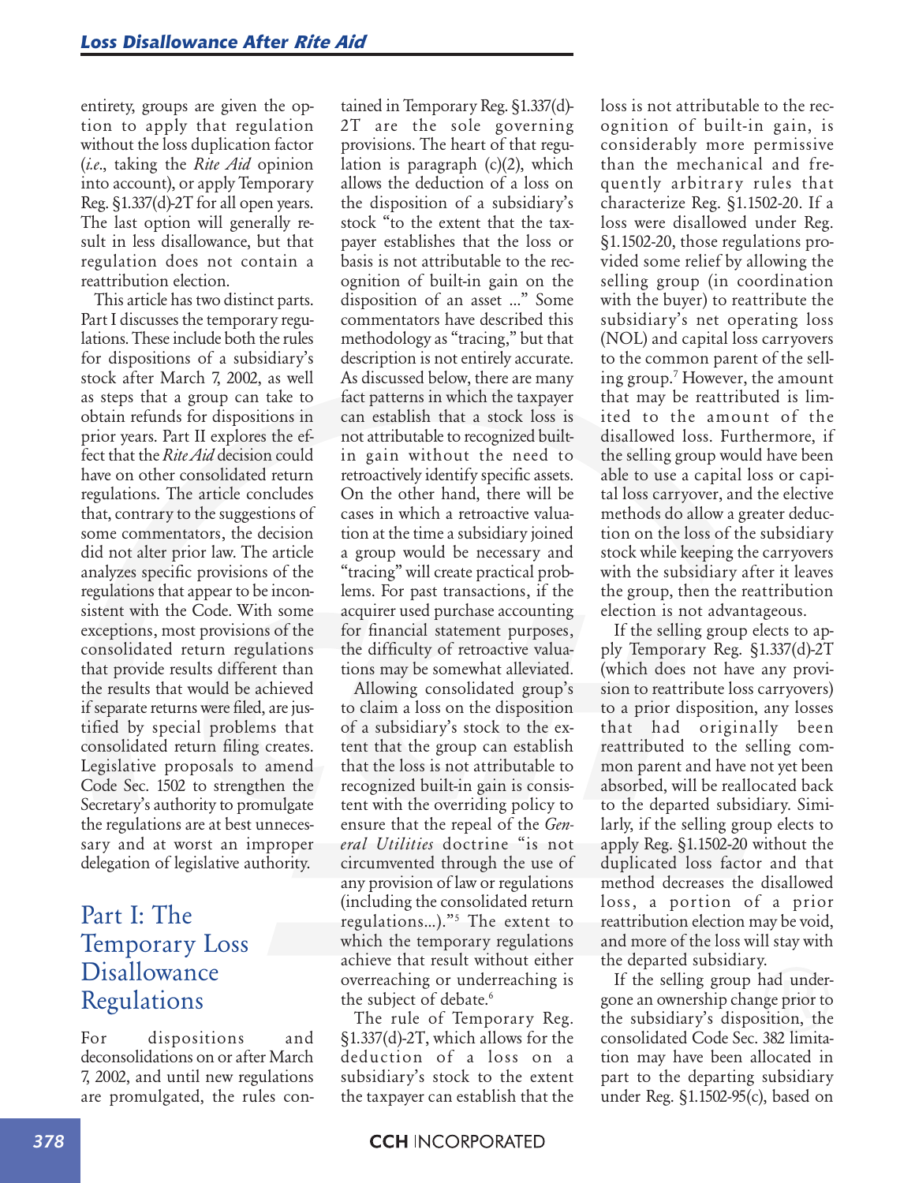entirety, groups are given the option to apply that regulation without the loss duplication factor (*i.e.*, taking the *Rite Aid* opinion into account), or apply Temporary Reg. §1.337(d)-2T for all open years. The last option will generally result in less disallowance, but that regulation does not contain a reattribution election.

This article has two distinct parts. Part I discusses the temporary regulations. These include both the rules for dispositions of a subsidiary's stock after March 7, 2002, as well as steps that a group can take to obtain refunds for dispositions in prior years. Part II explores the effect that the *Rite Aid* decision could have on other consolidated return regulations. The article concludes that, contrary to the suggestions of some commentators, the decision did not alter prior law. The article analyzes specific provisions of the regulations that appear to be inconsistent with the Code. With some exceptions, most provisions of the consolidated return regulations that provide results different than the results that would be achieved if separate returns were filed, are justified by special problems that consolidated return filing creates. Legislative proposals to amend Code Sec. 1502 to strengthen the Secretary's authority to promulgate the regulations are at best unnecessary and at worst an improper delegation of legislative authority.

## Part I: The Temporary Loss Disallowance Regulations

For dispositions and deconsolidations on or after March 7, 2002, and until new regulations are promulgated, the rules contained in Temporary Reg. §1.337(d)-2T are the sole governing provisions. The heart of that regulation is paragraph (c)(2), which allows the deduction of a loss on the disposition of a subsidiary's stock "to the extent that the taxpayer establishes that the loss or basis is not attributable to the recognition of built-in gain on the disposition of an asset ..." Some commentators have described this methodology as "tracing," but that description is not entirely accurate. As discussed below, there are many fact patterns in which the taxpayer can establish that a stock loss is not attributable to recognized built-in gain without the need to retroactively identify specific assets. On the other hand, there will be cases in which a retroactive valuation at the time a subsidiary joined a group would be necessary and "tracing" will create practical problems. For past transactions, if the acquirer used purchase accounting for financial statement purposes, the difficulty of retroactive valuations may be somewhat alleviated.

Allowing consolidated group's to claim a loss on the disposition of a subsidiary's stock to the extent that the group can establish that the loss is not attributable to recognized built-in gain is consistent with the overriding policy to ensure that the repeal of the *General Utilities* doctrine "is not circumvented through the use of any provision of law or regulations (including the consolidated return regulations...)."[5] The extent to which the temporary regulations achieve that result without either overreaching or underreaching is the subject of debate.[6]

The rule of Temporary Reg. §1.337(d)-2T, which allows for the deduction of a loss on a subsidiary's stock to the extent the taxpayer can establish that the loss is not attributable to the recognition of built-in gain, is considerably more permissive than the mechanical and frequently arbitrary rules that characterize Reg. §1.1502-20. If a loss were disallowed under Reg. §1.1502-20, those regulations provided some relief by allowing the selling group (in coordination with the buyer) to reattribute the subsidiary's net operating loss (NOL) and capital loss carryovers to the common parent of the selling group.[7] However, the amount that may be reattributed is limited to the amount of the disallowed loss. Furthermore, if the selling group would have been able to use a capital loss or capital loss carryover, and the elective methods do allow a greater deduction on the loss of the subsidiary stock while keeping the carryovers with the subsidiary after it leaves the group, then the reattribution election is not advantageous.

If the selling group elects to apply Temporary Reg. §1.337(d)-2T (which does not have any provision to reattribute loss carryovers) to a prior disposition, any losses that had originally been reattributed to the selling common parent and have not yet been absorbed, will be reallocated back to the departed subsidiary. Similarly, if the selling group elects to apply Reg. §1.1502-20 without the duplicated loss factor and that method decreases the disallowed loss, a portion of a prior reattribution election may be void, and more of the loss will stay with the departed subsidiary.

If the selling group had undergone an ownership change prior to the subsidiary's disposition, the consolidated Code Sec. 382 limitation may have been allocated in part to the departing subsidiary under Reg. §1.1502-95(c), based on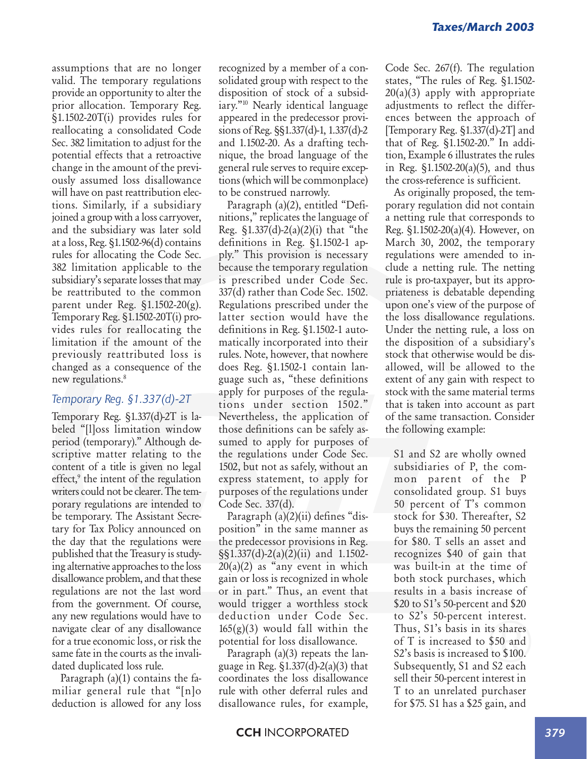assumptions that are no longer valid. The temporary regulations provide an opportunity to alter the prior allocation. Temporary Reg. §1.1502-20T(i) provides rules for reallocating a consolidated Code Sec. 382 limitation to adjust for the potential effects that a retroactive change in the amount of the previously assumed loss disallowance will have on past reattribution elections. Similarly, if a subsidiary joined a group with a loss carryover, and the subsidiary was later sold at a loss, Reg. §1.1502-96(d) contains rules for allocating the Code Sec. 382 limitation applicable to the subsidiary's separate losses that may be reattributed to the common parent under Reg. §1.1502-20(g). Temporary Reg. §1.1502-20T(i) provides rules for reallocating the limitation if the amount of the previously reattributed loss is changed as a consequence of the new regulations.[8]

### *Temporary Reg. §1.337(d)-2T*

Temporary Reg. §1.337(d)-2T is labeled "[l]oss limitation window period (temporary)." Although descriptive matter relating to the content of a title is given no legal effect,[9] the intent of the regulation writers could not be clearer. The temporary regulations are intended to be temporary. The Assistant Secretary for Tax Policy announced on the day that the regulations were published that the Treasury is studying alternative approaches to the loss disallowance problem, and that these regulations are not the last word from the government. Of course, any new regulations would have to navigate clear of any disallowance for a true economic loss, or risk the same fate in the courts as the invalidated duplicated loss rule.

Paragraph (a)(1) contains the familiar general rule that "[n]o deduction is allowed for any loss recognized by a member of a consolidated group with respect to the disposition of stock of a subsidiary."[10] Nearly identical language appeared in the predecessor provisions of Reg. §§1.337(d)-1, 1.337(d)-2 and 1.1502-20. As a drafting technique, the broad language of the general rule serves to require exceptions (which will be commonplace) to be construed narrowly.

Paragraph (a)(2), entitled "Definitions," replicates the language of Reg. §1.337(d)-2(a)(2)(i) that "the definitions in Reg. §1.1502-1 apply." This provision is necessary because the temporary regulation is prescribed under Code Sec. 337(d) rather than Code Sec. 1502. Regulations prescribed under the latter section would have the definitions in Reg. §1.1502-1 automatically incorporated into their rules. Note, however, that nowhere does Reg. §1.1502-1 contain language such as, "these definitions apply for purposes of the regulations under section 1502." Nevertheless, the application of those definitions can be safely assumed to apply for purposes of the regulations under Code Sec. 1502, but not as safely, without an express statement, to apply for purposes of the regulations under Code Sec. 337(d).

Paragraph (a)(2)(ii) defines "disposition" in the same manner as the predecessor provisions in Reg. §§1.337(d)-2(a)(2)(ii) and 1.1502-20(a)(2) as "any event in which gain or loss is recognized in whole or in part." Thus, an event that would trigger a worthless stock deduction under Code Sec. 165(g)(3) would fall within the potential for loss disallowance.

Paragraph (a)(3) repeats the language in Reg. §1.337(d)-2(a)(3) that coordinates the loss disallowance rule with other deferral rules and disallowance rules, for example, Code Sec. 267(f). The regulation states, "The rules of Reg. §1.1502-20(a)(3) apply with appropriate adjustments to reflect the differences between the approach of [Temporary Reg. §1.337(d)-2T] and that of Reg. §1.1502-20." In addition, Example 6 illustrates the rules in Reg. §1.1502-20(a)(5), and thus the cross-reference is sufficient.

As originally proposed, the temporary regulation did not contain a netting rule that corresponds to Reg. §1.1502-20(a)(4). However, on March 30, 2002, the temporary regulations were amended to include a netting rule. The netting rule is pro-taxpayer, but its appropriateness is debatable depending upon one's view of the purpose of the loss disallowance regulations. Under the netting rule, a loss on the disposition of a subsidiary's stock that otherwise would be disallowed, will be allowed to the extent of any gain with respect to stock with the same material terms that is taken into account as part of the same transaction. Consider the following example:

> S1 and S2 are wholly owned subsidiaries of P, the common parent of the P consolidated group. S1 buys 50 percent of T's common stock for $30. Thereafter, S2 buys the remaining 50 percent for $80. T sells an asset and recognizes $40 of gain that was built-in at the time of both stock purchases, which results in a basis increase of $20 to S1's 50-percent and $20 to S2's 50-percent interest. Thus, S1's basis in its shares of T is increased to $50 and S2's basis is increased to $100. Subsequently, S1 and S2 each sell their 50-percent interest in T to an unrelated purchaser for $75. S1 has a $25 gain, and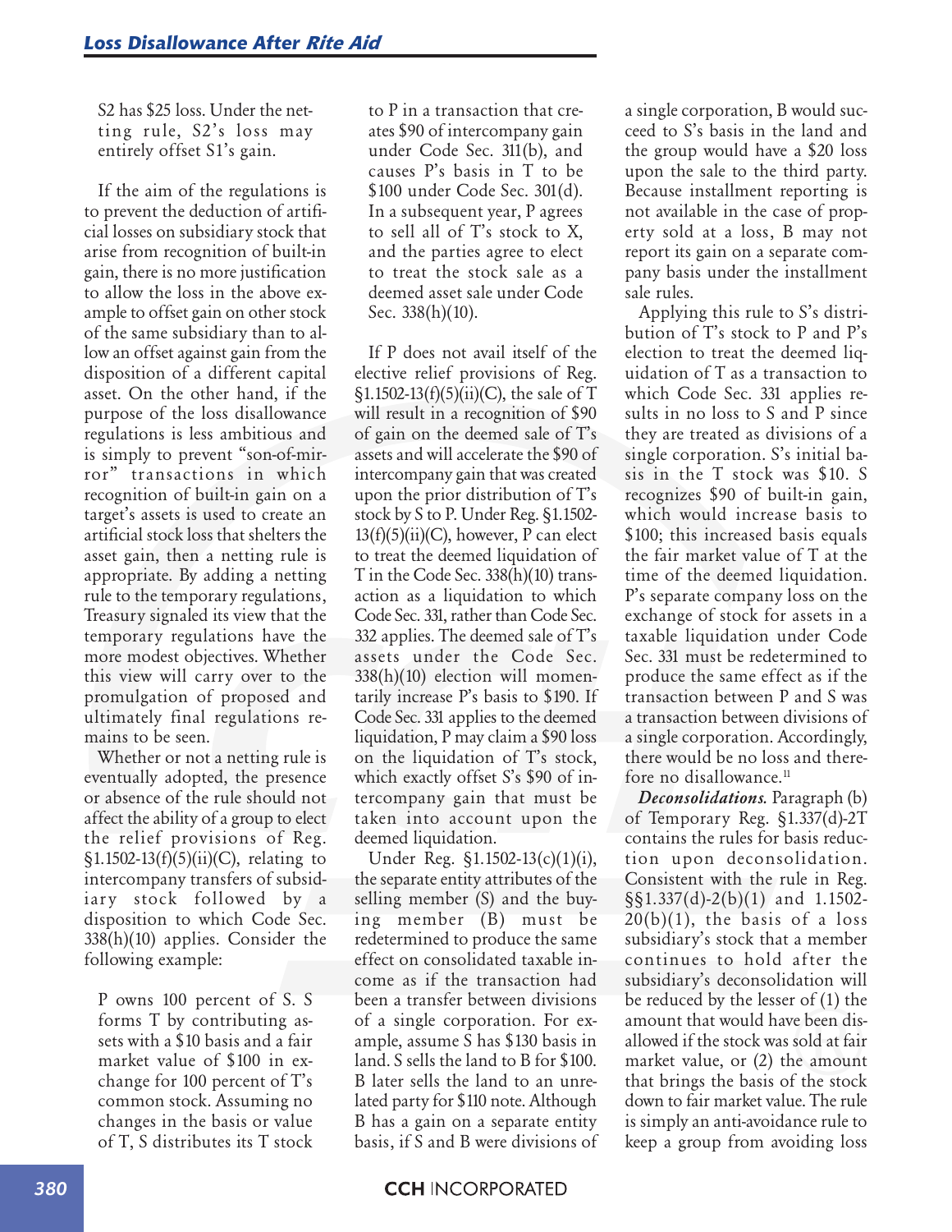S2 has $25 loss. Under the netting rule, S2's loss may entirely offset S1's gain.

If the aim of the regulations is to prevent the deduction of artificial losses on subsidiary stock that arise from recognition of built-in gain, there is no more justification to allow the loss in the above example to offset gain on other stock of the same subsidiary than to allow an offset against gain from the disposition of a different capital asset. On the other hand, if the purpose of the loss disallowance regulations is less ambitious and is simply to prevent "son-of-mirror" transactions in which recognition of built-in gain on a target's assets is used to create an artificial stock loss that shelters the asset gain, then a netting rule is appropriate. By adding a netting rule to the temporary regulations, Treasury signaled its view that the temporary regulations have the more modest objectives. Whether this view will carry over to the promulgation of proposed and ultimately final regulations remains to be seen.

Whether or not a netting rule is eventually adopted, the presence or absence of the rule should not affect the ability of a group to elect the relief provisions of Reg. §1.1502-13(f)(5)(ii)(C), relating to intercompany transfers of subsidiary stock followed by a disposition to which Code Sec. 338(h)(10) applies. Consider the following example:

P owns 100 percent of S. S forms T by contributing assets with a $10 basis and a fair market value of $100 in exchange for 100 percent of T's common stock. Assuming no changes in the basis or value of T, S distributes its T stock to P in a transaction that creates $90 of intercompany gain under Code Sec. 311(b), and causes P's basis in T to be $100 under Code Sec. 301(d). In a subsequent year, P agrees to sell all of T's stock to X, and the parties agree to elect to treat the stock sale as a deemed asset sale under Code Sec. 338(h)(10).

If P does not avail itself of the elective relief provisions of Reg. §1.1502-13(f)(5)(ii)(C), the sale of T will result in a recognition of $90 of gain on the deemed sale of T's assets and will accelerate the $90 of intercompany gain that was created upon the prior distribution of T's stock by S to P. Under Reg. §1.1502-13(f)(5)(ii)(C), however, P can elect to treat the deemed liquidation of T in the Code Sec. 338(h)(10) transaction as a liquidation to which Code Sec. 331, rather than Code Sec. 332 applies. The deemed sale of T's assets under the Code Sec. 338(h)(10) election will momentarily increase P's basis to $190. If Code Sec. 331 applies to the deemed liquidation, P may claim a $90 loss on the liquidation of T's stock, which exactly offset S's $90 of intercompany gain that must be taken into account upon the deemed liquidation.

Under Reg. §1.1502-13(c)(1)(i), the separate entity attributes of the selling member (S) and the buying member (B) must be redetermined to produce the same effect on consolidated taxable income as if the transaction had been a transfer between divisions of a single corporation. For example, assume S has $130 basis in land. S sells the land to B for $100. B later sells the land to an unrelated party for $110 note. Although B has a gain on a separate entity basis, if S and B were divisions of a single corporation, B would succeed to S's basis in the land and the group would have a $20 loss upon the sale to the third party. Because installment reporting is not available in the case of property sold at a loss, B may not report its gain on a separate company basis under the installment sale rules.

Applying this rule to S's distribution of T's stock to P and P's election to treat the deemed liquidation of T as a transaction to which Code Sec. 331 applies results in no loss to S and P since they are treated as divisions of a single corporation. S's initial basis in the T stock was $10. S recognizes $90 of built-in gain, which would increase basis to $100; this increased basis equals the fair market value of T at the time of the deemed liquidation. P's separate company loss on the exchange of stock for assets in a taxable liquidation under Code Sec. 331 must be redetermined to produce the same effect as if the transaction between P and S was a transaction between divisions of a single corporation. Accordingly, there would be no loss and therefore no disallowance.[11]

***Deconsolidations.*** Paragraph (b) of Temporary Reg. §1.337(d)-2T contains the rules for basis reduction upon deconsolidation. Consistent with the rule in Reg. §§1.337(d)-2(b)(1) and 1.1502-20(b)(1), the basis of a loss subsidiary's stock that a member continues to hold after the subsidiary's deconsolidation will be reduced by the lesser of (1) the amount that would have been disallowed if the stock was sold at fair market value, or (2) the amount that brings the basis of the stock down to fair market value. The rule is simply an anti-avoidance rule to keep a group from avoiding loss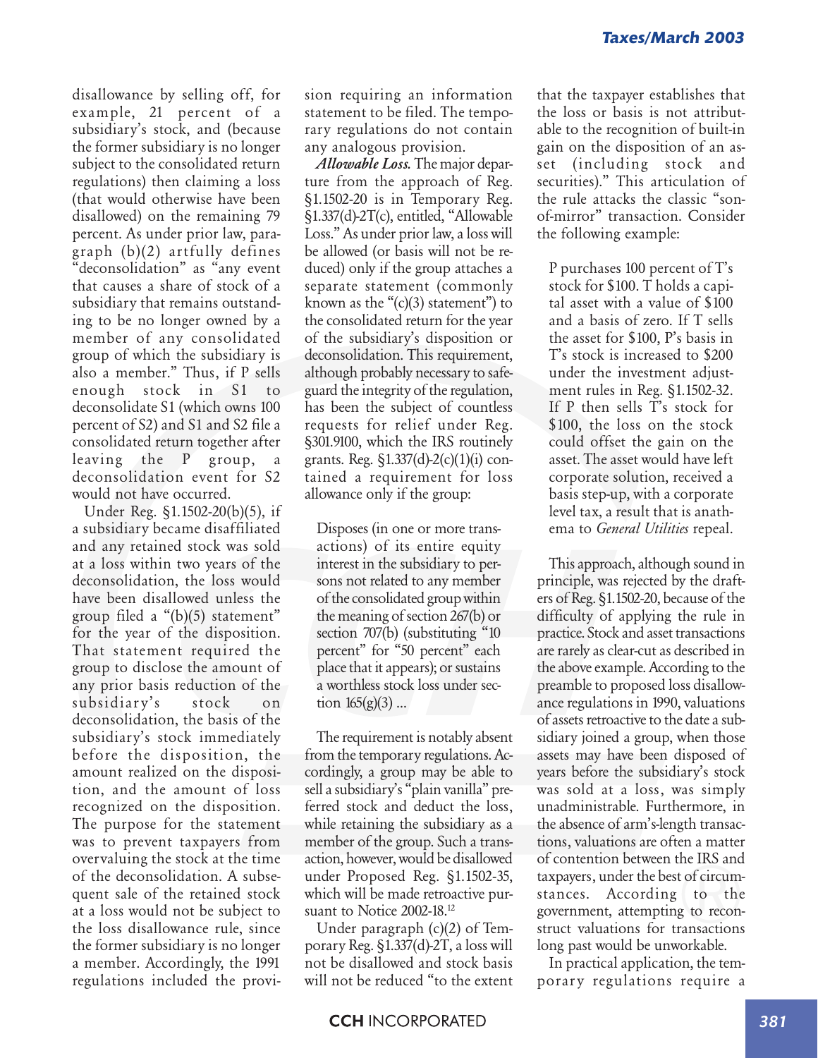disallowance by selling off, for example, 21 percent of a subsidiary's stock, and (because the former subsidiary is no longer subject to the consolidated return regulations) then claiming a loss (that would otherwise have been disallowed) on the remaining 79 percent. As under prior law, paragraph (b)(2) artfully defines "deconsolidation" as "any event that causes a share of stock of a subsidiary that remains outstanding to be no longer owned by a member of any consolidated group of which the subsidiary is also a member." Thus, if P sells enough stock in S1 to deconsolidate S1 (which owns 100 percent of S2) and S1 and S2 file a consolidated return together after leaving the P group, a deconsolidation event for S2 would not have occurred.

Under Reg. §1.1502-20(b)(5), if a subsidiary became disaffiliated and any retained stock was sold at a loss within two years of the deconsolidation, the loss would have been disallowed unless the group filed a "(b)(5) statement" for the year of the disposition. That statement required the group to disclose the amount of any prior basis reduction of the subsidiary's stock on deconsolidation, the basis of the subsidiary's stock immediately before the disposition, the amount realized on the disposition, and the amount of loss recognized on the disposition. The purpose for the statement was to prevent taxpayers from overvaluing the stock at the time of the deconsolidation. A subsequent sale of the retained stock at a loss would not be subject to the loss disallowance rule, since the former subsidiary is no longer a member. Accordingly, the 1991 regulations included the provision requiring an information statement to be filed. The temporary regulations do not contain any analogous provision.

***Allowable Loss.*** The major departure from the approach of Reg. §1.1502-20 is in Temporary Reg. §1.337(d)-2T(c), entitled, "Allowable Loss." As under prior law, a loss will be allowed (or basis will not be reduced) only if the group attaches a separate statement (commonly known as the "(c)(3) statement") to the consolidated return for the year of the subsidiary's disposition or deconsolidation. This requirement, although probably necessary to safeguard the integrity of the regulation, has been the subject of countless requests for relief under Reg. §301.9100, which the IRS routinely grants. Reg. §1.337(d)-2(c)(1)(i) contained a requirement for loss allowance only if the group:

> Disposes (in one or more transactions) of its entire equity interest in the subsidiary to persons not related to any member of the consolidated group within the meaning of section 267(b) or section 707(b) (substituting "10 percent" for "50 percent" each place that it appears); or sustains a worthless stock loss under section 165(g)(3) ...

The requirement is notably absent from the temporary regulations. Accordingly, a group may be able to sell a subsidiary's "plain vanilla" preferred stock and deduct the loss, while retaining the subsidiary as a member of the group. Such a transaction, however, would be disallowed under Proposed Reg. §1.1502-35, which will be made retroactive pursuant to Notice 2002-18.[12]

Under paragraph (c)(2) of Temporary Reg. §1.337(d)-2T, a loss will not be disallowed and stock basis will not be reduced "to the extent that the taxpayer establishes that the loss or basis is not attributable to the recognition of built-in gain on the disposition of an asset (including stock and securities)." This articulation of the rule attacks the classic "son-of-mirror" transaction. Consider the following example:

> P purchases 100 percent of T's stock for $100. T holds a capital asset with a value of $100 and a basis of zero. If T sells the asset for $100, P's basis in T's stock is increased to $200 under the investment adjustment rules in Reg. §1.1502-32. If P then sells T's stock for $100, the loss on the stock could offset the gain on the asset. The asset would have left corporate solution, received a basis step-up, with a corporate level tax, a result that is anathema to *General Utilities* repeal.

This approach, although sound in principle, was rejected by the drafters of Reg. §1.1502-20, because of the difficulty of applying the rule in practice. Stock and asset transactions are rarely as clear-cut as described in the above example. According to the preamble to proposed loss disallowance regulations in 1990, valuations of assets retroactive to the date a subsidiary joined a group, when those assets may have been disposed of years before the subsidiary's stock was sold at a loss, was simply unadministrable. Furthermore, in the absence of arm's-length transactions, valuations are often a matter of contention between the IRS and taxpayers, under the best of circumstances. According to the government, attempting to reconstruct valuations for transactions long past would be unworkable.

In practical application, the temporary regulations require a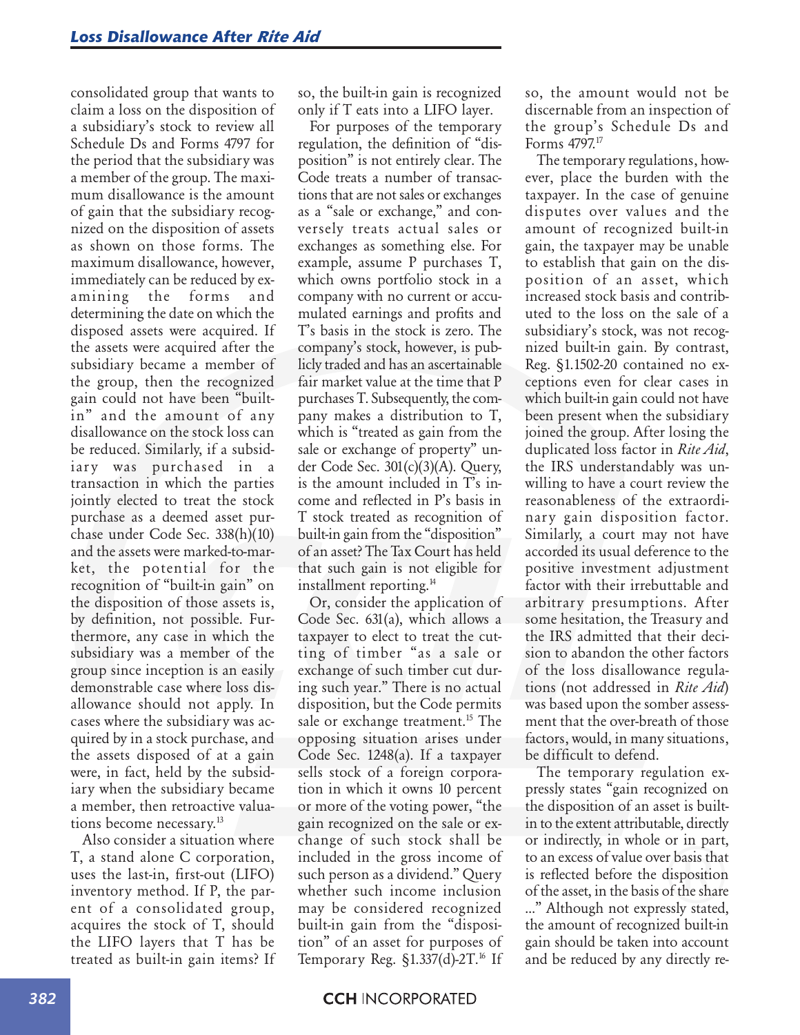consolidated group that wants to claim a loss on the disposition of a subsidiary's stock to review all Schedule Ds and Forms 4797 for the period that the subsidiary was a member of the group. The maximum disallowance is the amount of gain that the subsidiary recognized on the disposition of assets as shown on those forms. The maximum disallowance, however, immediately can be reduced by examining the forms and determining the date on which the disposed assets were acquired. If the assets were acquired after the subsidiary became a member of the group, then the recognized gain could not have been "built-in" and the amount of any disallowance on the stock loss can be reduced. Similarly, if a subsidiary was purchased in a transaction in which the parties jointly elected to treat the stock purchase as a deemed asset purchase under Code Sec. 338(h)(10) and the assets were marked-to-market, the potential for the recognition of "built-in gain" on the disposition of those assets is, by definition, not possible. Furthermore, any case in which the subsidiary was a member of the group since inception is an easily demonstrable case where loss disallowance should not apply. In cases where the subsidiary was acquired by in a stock purchase, and the assets disposed of at a gain were, in fact, held by the subsidiary when the subsidiary became a member, then retroactive valuations become necessary.[13]

Also consider a situation where T, a stand alone C corporation, uses the last-in, first-out (LIFO) inventory method. If P, the parent of a consolidated group, acquires the stock of T, should the LIFO layers that T has be treated as built-in gain items? If so, the built-in gain is recognized only if T eats into a LIFO layer.

For purposes of the temporary regulation, the definition of "disposition" is not entirely clear. The Code treats a number of transactions that are not sales or exchanges as a "sale or exchange," and conversely treats actual sales or exchanges as something else. For example, assume P purchases T, which owns portfolio stock in a company with no current or accumulated earnings and profits and T's basis in the stock is zero. The company's stock, however, is publicly traded and has an ascertainable fair market value at the time that P purchases T. Subsequently, the company makes a distribution to T, which is "treated as gain from the sale or exchange of property" under Code Sec. 301(c)(3)(A). Query, is the amount included in T's income and reflected in P's basis in T stock treated as recognition of built-in gain from the "disposition" of an asset? The Tax Court has held that such gain is not eligible for installment reporting.[14]

Or, consider the application of Code Sec. 631(a), which allows a taxpayer to elect to treat the cutting of timber "as a sale or exchange of such timber cut during such year." There is no actual disposition, but the Code permits sale or exchange treatment.[15] The opposing situation arises under Code Sec. 1248(a). If a taxpayer sells stock of a foreign corporation in which it owns 10 percent or more of the voting power, "the gain recognized on the sale or exchange of such stock shall be included in the gross income of such person as a dividend." Query whether such income inclusion may be considered recognized built-in gain from the "disposition" of an asset for purposes of Temporary Reg. §1.337(d)-2T.[16] If so, the amount would not be discernable from an inspection of the group's Schedule Ds and Forms 4797.[17]

The temporary regulations, however, place the burden with the taxpayer. In the case of genuine disputes over values and the amount of recognized built-in gain, the taxpayer may be unable to establish that gain on the disposition of an asset, which increased stock basis and contributed to the loss on the sale of a subsidiary's stock, was not recognized built-in gain. By contrast, Reg. §1.1502-20 contained no exceptions even for clear cases in which built-in gain could not have been present when the subsidiary joined the group. After losing the duplicated loss factor in *Rite Aid*, the IRS understandably was unwilling to have a court review the reasonableness of the extraordinary gain disposition factor. Similarly, a court may not have accorded its usual deference to the positive investment adjustment factor with their irrebuttable and arbitrary presumptions. After some hesitation, the Treasury and the IRS admitted that their decision to abandon the other factors of the loss disallowance regulations (not addressed in *Rite Aid*) was based upon the somber assessment that the over-breath of those factors, would, in many situations, be difficult to defend.

The temporary regulation expressly states "gain recognized on the disposition of an asset is built-in to the extent attributable, directly or indirectly, in whole or in part, to an excess of value over basis that is reflected before the disposition of the asset, in the basis of the share ..." Although not expressly stated, the amount of recognized built-in gain should be taken into account and be reduced by any directly re-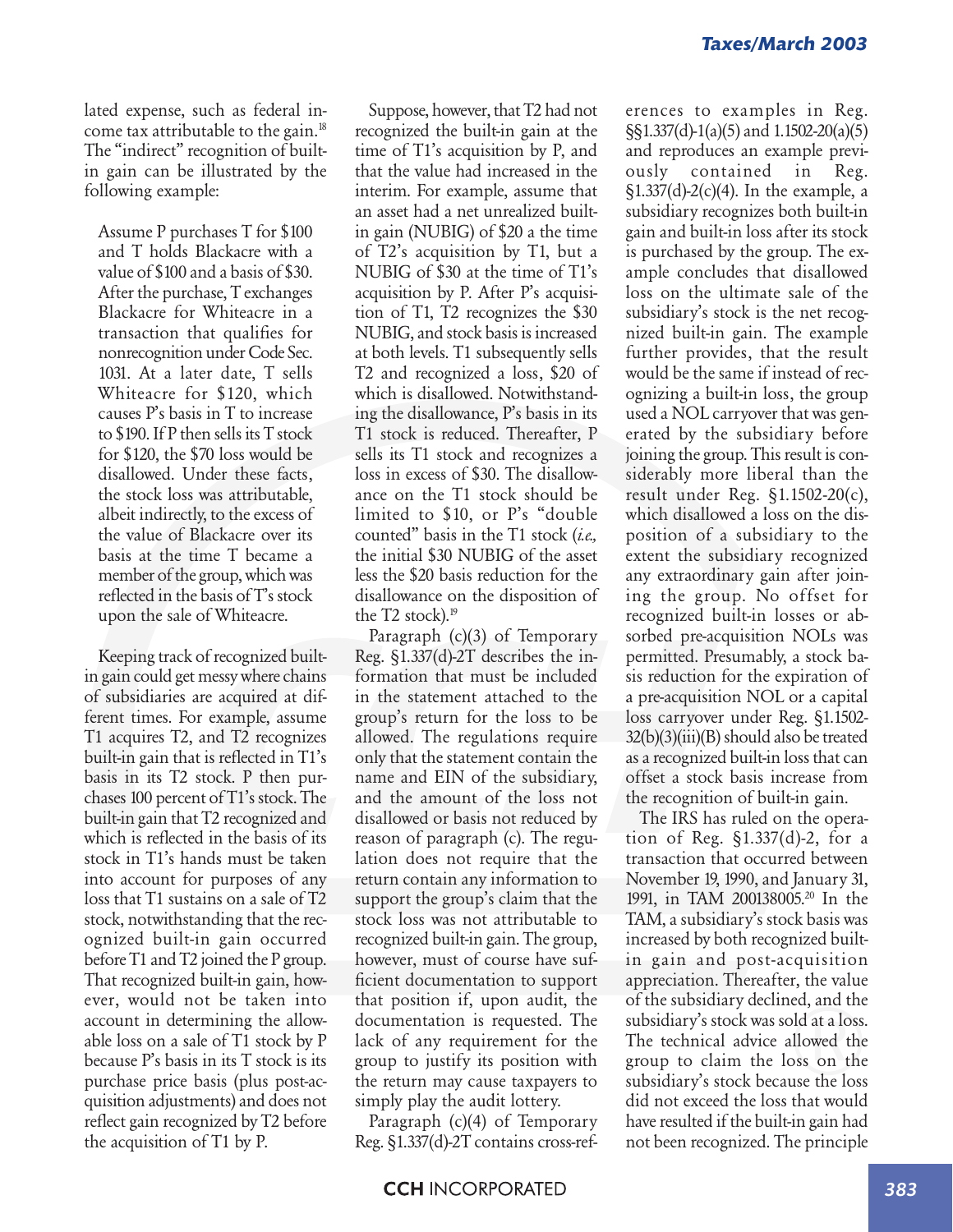lated expense, such as federal income tax attributable to the gain.[18] The "indirect" recognition of built-in gain can be illustrated by the following example:

> Assume P purchases T for $100 and T holds Blackacre with a value of $100 and a basis of $30. After the purchase, T exchanges Blackacre for Whiteacre in a transaction that qualifies for nonrecognition under Code Sec. 1031. At a later date, T sells Whiteacre for $120, which causes P's basis in T to increase to $190. If P then sells its T stock for $120, the $70 loss would be disallowed. Under these facts, the stock loss was attributable, albeit indirectly, to the excess of the value of Blackacre over its basis at the time T became a member of the group, which was reflected in the basis of T's stock upon the sale of Whiteacre.

Keeping track of recognized built-in gain could get messy where chains of subsidiaries are acquired at different times. For example, assume T1 acquires T2, and T2 recognizes built-in gain that is reflected in T1's basis in its T2 stock. P then purchases 100 percent of T1's stock. The built-in gain that T2 recognized and which is reflected in the basis of its stock in T1's hands must be taken into account for purposes of any loss that T1 sustains on a sale of T2 stock, notwithstanding that the recognized built-in gain occurred before T1 and T2 joined the P group. That recognized built-in gain, however, would not be taken into account in determining the allowable loss on a sale of T1 stock by P because P's basis in its T stock is its purchase price basis (plus post-acquisition adjustments) and does not reflect gain recognized by T2 before the acquisition of T1 by P.

Suppose, however, that T2 had not recognized the built-in gain at the time of T1's acquisition by P, and that the value had increased in the interim. For example, assume that an asset had a net unrealized built-in gain (NUBIG) of $20 a the time of T2's acquisition by T1, but a NUBIG of $30 at the time of T1's acquisition by P. After P's acquisition of T1, T2 recognizes the $30 NUBIG, and stock basis is increased at both levels. T1 subsequently sells T2 and recognized a loss, $20 of which is disallowed. Notwithstanding the disallowance, P's basis in its T1 stock is reduced. Thereafter, P sells its T1 stock and recognizes a loss in excess of $30. The disallowance on the T1 stock should be limited to $10, or P's "double counted" basis in the T1 stock (*i.e.,* the initial $30 NUBIG of the asset less the $20 basis reduction for the disallowance on the disposition of the T2 stock).[19]

Paragraph (c)(3) of Temporary Reg. §1.337(d)-2T describes the information that must be included in the statement attached to the group's return for the loss to be allowed. The regulations require only that the statement contain the name and EIN of the subsidiary, and the amount of the loss not disallowed or basis not reduced by reason of paragraph (c). The regulation does not require that the return contain any information to support the group's claim that the stock loss was not attributable to recognized built-in gain. The group, however, must of course have sufficient documentation to support that position if, upon audit, the documentation is requested. The lack of any requirement for the group to justify its position with the return may cause taxpayers to simply play the audit lottery.

Paragraph (c)(4) of Temporary Reg. §1.337(d)-2T contains cross-references to examples in Reg. §§1.337(d)-1(a)(5) and 1.1502-20(a)(5) and reproduces an example previously contained in Reg. §1.337(d)-2(c)(4). In the example, a subsidiary recognizes both built-in gain and built-in loss after its stock is purchased by the group. The example concludes that disallowed loss on the ultimate sale of the subsidiary's stock is the net recognized built-in gain. The example further provides, that the result would be the same if instead of recognizing a built-in loss, the group used a NOL carryover that was generated by the subsidiary before joining the group. This result is considerably more liberal than the result under Reg. §1.1502-20(c), which disallowed a loss on the disposition of a subsidiary to the extent the subsidiary recognized any extraordinary gain after joining the group. No offset for recognized built-in losses or absorbed pre-acquisition NOLs was permitted. Presumably, a stock basis reduction for the expiration of a pre-acquisition NOL or a capital loss carryover under Reg. §1.1502-32(b)(3)(iii)(B) should also be treated as a recognized built-in loss that can offset a stock basis increase from the recognition of built-in gain.

The IRS has ruled on the operation of Reg. §1.337(d)-2, for a transaction that occurred between November 19, 1990, and January 31, 1991, in TAM 200138005.[20] In the TAM, a subsidiary's stock basis was increased by both recognized built-in gain and post-acquisition appreciation. Thereafter, the value of the subsidiary declined, and the subsidiary's stock was sold at a loss. The technical advice allowed the group to claim the loss on the subsidiary's stock because the loss did not exceed the loss that would have resulted if the built-in gain had not been recognized. The principle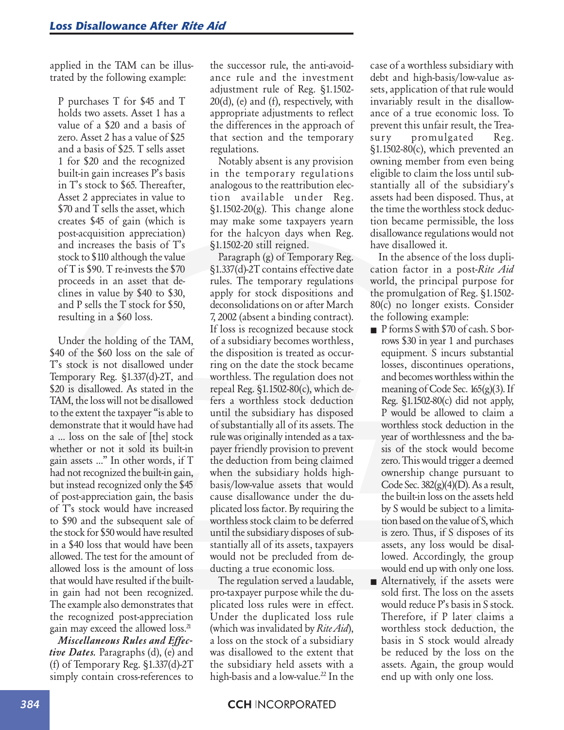applied in the TAM can be illustrated by the following example:

> P purchases T for $45 and T holds two assets. Asset 1 has a value of a $20 and a basis of zero. Asset 2 has a value of $25 and a basis of $25. T sells asset 1 for $20 and the recognized built-in gain increases P's basis in T's stock to $65. Thereafter, Asset 2 appreciates in value to $70 and T sells the asset, which creates $45 of gain (which is post-acquisition appreciation) and increases the basis of T's stock to $110 although the value of T is $90. T re-invests the $70 proceeds in an asset that declines in value by $40 to $30, and P sells the T stock for $50, resulting in a $60 loss.

Under the holding of the TAM, $40 of the $60 loss on the sale of T's stock is not disallowed under Temporary Reg. §1.337(d)-2T, and $20 is disallowed. As stated in the TAM, the loss will not be disallowed to the extent the taxpayer "is able to demonstrate that it would have had a ... loss on the sale of [the] stock whether or not it sold its built-in gain assets ..." In other words, if T had not recognized the built-in gain, but instead recognized only the $45 of post-appreciation gain, the basis of T's stock would have increased to $90 and the subsequent sale of the stock for $50 would have resulted in a $40 loss that would have been allowed. The test for the amount of allowed loss is the amount of loss that would have resulted if the built-in gain had not been recognized. The example also demonstrates that the recognized post-appreciation gain may exceed the allowed loss.[21]

***Miscellaneous Rules and Effective Dates.*** Paragraphs (d), (e) and (f) of Temporary Reg. §1.337(d)-2T simply contain cross-references to the successor rule, the anti-avoidance rule and the investment adjustment rule of Reg. §1.1502-20(d), (e) and (f), respectively, with appropriate adjustments to reflect the differences in the approach of that section and the temporary regulations.

Notably absent is any provision in the temporary regulations analogous to the reattribution election available under Reg. §1.1502-20(g). This change alone may make some taxpayers yearn for the halcyon days when Reg. §1.1502-20 still reigned.

Paragraph (g) of Temporary Reg. §1.337(d)-2T contains effective date rules. The temporary regulations apply for stock dispositions and deconsolidations on or after March 7, 2002 (absent a binding contract). If loss is recognized because stock of a subsidiary becomes worthless, the disposition is treated as occurring on the date the stock became worthless. The regulation does not repeal Reg. §1.1502-80(c), which defers a worthless stock deduction until the subsidiary has disposed of substantially all of its assets. The rule was originally intended as a taxpayer friendly provision to prevent the deduction from being claimed when the subsidiary holds high-basis/low-value assets that would cause disallowance under the duplicated loss factor. By requiring the worthless stock claim to be deferred until the subsidiary disposes of substantially all of its assets, taxpayers would not be precluded from deducting a true economic loss.

The regulation served a laudable, pro-taxpayer purpose while the duplicated loss rules were in effect. Under the duplicated loss rule (which was invalidated by *Rite Aid*), a loss on the stock of a subsidiary was disallowed to the extent that the subsidiary held assets with a high-basis and a low-value.[22] In the case of a worthless subsidiary with debt and high-basis/low-value assets, application of that rule would invariably result in the disallowance of a true economic loss. To prevent this unfair result, the Treasury promulgated Reg. §1.1502-80(c), which prevented an owning member from even being eligible to claim the loss until substantially all of the subsidiary's assets had been disposed. Thus, at the time the worthless stock deduction became permissible, the loss disallowance regulations would not have disallowed it.

In the absence of the loss duplication factor in a post-*Rite Aid* world, the principal purpose for the promulgation of Reg. §1.1502-80(c) no longer exists. Consider the following example:

- P forms S with $70 of cash. S borrows $30 in year 1 and purchases equipment. S incurs substantial losses, discontinues operations, and becomes worthless within the meaning of Code Sec. 165(g)(3). If Reg. §1.1502-80(c) did not apply, P would be allowed to claim a worthless stock deduction in the year of worthlessness and the basis of the stock would become zero. This would trigger a deemed ownership change pursuant to Code Sec. 382(g)(4)(D). As a result, the built-in loss on the assets held by S would be subject to a limitation based on the value of S, which is zero. Thus, if S disposes of its assets, any loss would be disallowed. Accordingly, the group would end up with only one loss.
- Alternatively, if the assets were sold first. The loss on the assets would reduce P's basis in S stock. Therefore, if P later claims a worthless stock deduction, the basis in S stock would already be reduced by the loss on the assets. Again, the group would end up with only one loss.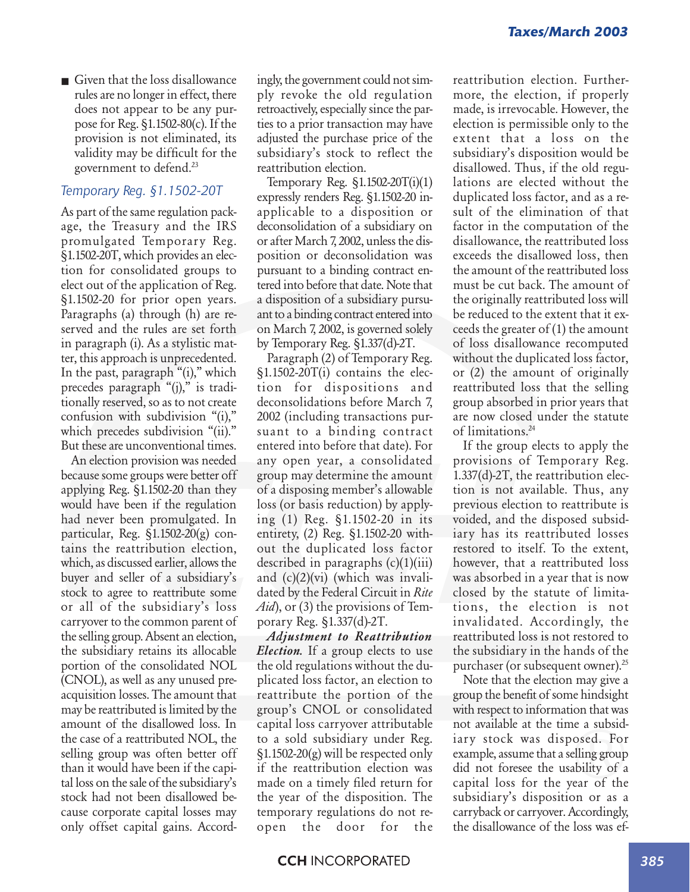- Given that the loss disallowance rules are no longer in effect, there does not appear to be any purpose for Reg. §1.1502-80(c). If the provision is not eliminated, its validity may be difficult for the government to defend.[23]

### *Temporary Reg. §1.1502-20T*

As part of the same regulation package, the Treasury and the IRS promulgated Temporary Reg. §1.1502-20T, which provides an election for consolidated groups to elect out of the application of Reg. §1.1502-20 for prior open years. Paragraphs (a) through (h) are reserved and the rules are set forth in paragraph (i). As a stylistic matter, this approach is unprecedented. In the past, paragraph "(i)," which precedes paragraph "(j)," is traditionally reserved, so as to not create confusion with subdivision "(i)," which precedes subdivision "(ii)." But these are unconventional times.

An election provision was needed because some groups were better off applying Reg. §1.1502-20 than they would have been if the regulation had never been promulgated. In particular, Reg. §1.1502-20(g) contains the reattribution election, which, as discussed earlier, allows the buyer and seller of a subsidiary's stock to agree to reattribute some or all of the subsidiary's loss carryover to the common parent of the selling group. Absent an election, the subsidiary retains its allocable portion of the consolidated NOL (CNOL), as well as any unused preacquisition losses. The amount that may be reattributed is limited by the amount of the disallowed loss. In the case of a reattributed NOL, the selling group was often better off than it would have been if the capital loss on the sale of the subsidiary's stock had not been disallowed because corporate capital losses may only offset capital gains. Accordingly, the government could not simply revoke the old regulation retroactively, especially since the parties to a prior transaction may have adjusted the purchase price of the subsidiary's stock to reflect the reattribution election.

Temporary Reg. §1.1502-20T(i)(1) expressly renders Reg. §1.1502-20 inapplicable to a disposition or deconsolidation of a subsidiary on or after March 7, 2002, unless the disposition or deconsolidation was pursuant to a binding contract entered into before that date. Note that a disposition of a subsidiary pursuant to a binding contract entered into on March 7, 2002, is governed solely by Temporary Reg. §1.337(d)-2T.

Paragraph (2) of Temporary Reg. §1.1502-20T(i) contains the election for dispositions and deconsolidations before March 7, 2002 (including transactions pursuant to a binding contract entered into before that date). For any open year, a consolidated group may determine the amount of a disposing member's allowable loss (or basis reduction) by applying (1) Reg. §1.1502-20 in its entirety, (2) Reg. §1.1502-20 without the duplicated loss factor described in paragraphs (c)(1)(iii) and (c)(2)(vi) (which was invalidated by the Federal Circuit in *Rite Aid*), or (3) the provisions of Temporary Reg. §1.337(d)-2T.

***Adjustment to Reattribution Election.*** If a group elects to use the old regulations without the duplicated loss factor, an election to reattribute the portion of the group's CNOL or consolidated capital loss carryover attributable to a sold subsidiary under Reg. §1.1502-20(g) will be respected only if the reattribution election was made on a timely filed return for the year of the disposition. The temporary regulations do not reopen the door for the reattribution election. Furthermore, the election, if properly made, is irrevocable. However, the election is permissible only to the extent that a loss on the subsidiary's disposition would be disallowed. Thus, if the old regulations are elected without the duplicated loss factor, and as a result of the elimination of that factor in the computation of the disallowance, the reattributed loss exceeds the disallowed loss, then the amount of the reattributed loss must be cut back. The amount of the originally reattributed loss will be reduced to the extent that it exceeds the greater of (1) the amount of loss disallowance recomputed without the duplicated loss factor, or (2) the amount of originally reattributed loss that the selling group absorbed in prior years that are now closed under the statute of limitations.[24]

If the group elects to apply the provisions of Temporary Reg. 1.337(d)-2T, the reattribution election is not available. Thus, any previous election to reattribute is voided, and the disposed subsidiary has its reattributed losses restored to itself. To the extent, however, that a reattributed loss was absorbed in a year that is now closed by the statute of limitations, the election is not invalidated. Accordingly, the reattributed loss is not restored to the subsidiary in the hands of the purchaser (or subsequent owner).[25]

Note that the election may give a group the benefit of some hindsight with respect to information that was not available at the time a subsidiary stock was disposed. For example, assume that a selling group did not foresee the usability of a capital loss for the year of the subsidiary's disposition or as a carryback or carryover. Accordingly, the disallowance of the loss was ef-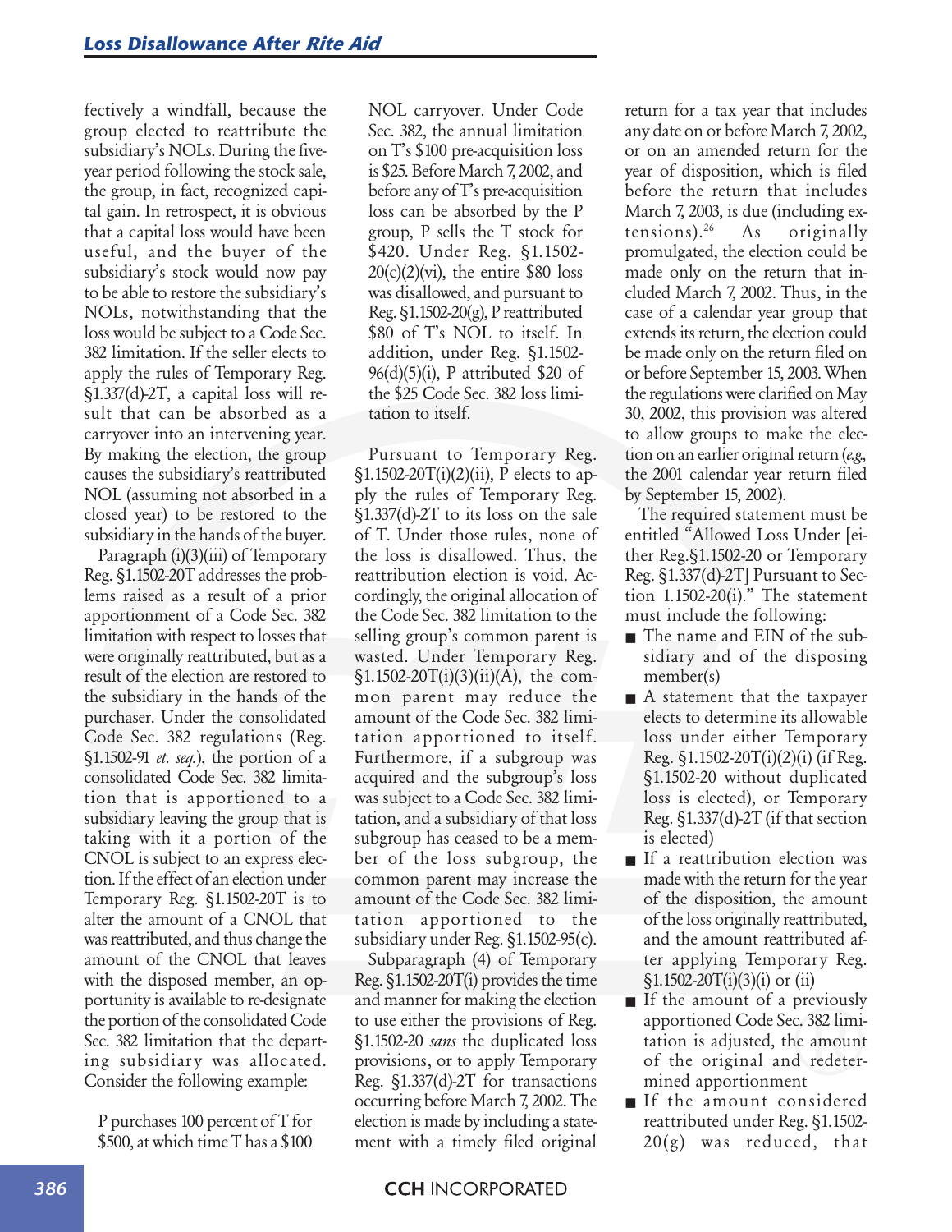fectively a windfall, because the group elected to reattribute the subsidiary's NOLs. During the five-year period following the stock sale, the group, in fact, recognized capital gain. In retrospect, it is obvious that a capital loss would have been useful, and the buyer of the subsidiary's stock would now pay to be able to restore the subsidiary's NOLs, notwithstanding that the loss would be subject to a Code Sec. 382 limitation. If the seller elects to apply the rules of Temporary Reg. §1.337(d)-2T, a capital loss will result that can be absorbed as a carryover into an intervening year. By making the election, the group causes the subsidiary's reattributed NOL (assuming not absorbed in a closed year) to be restored to the subsidiary in the hands of the buyer.

Paragraph (i)(3)(iii) of Temporary Reg. §1.1502-20T addresses the problems raised as a result of a prior apportionment of a Code Sec. 382 limitation with respect to losses that were originally reattributed, but as a result of the election are restored to the subsidiary in the hands of the purchaser. Under the consolidated Code Sec. 382 regulations (Reg. §1.1502-91 *et. seq.*), the portion of a consolidated Code Sec. 382 limitation that is apportioned to a subsidiary leaving the group that is taking with it a portion of the CNOL is subject to an express election. If the effect of an election under Temporary Reg. §1.1502-20T is to alter the amount of a CNOL that was reattributed, and thus change the amount of the CNOL that leaves with the disposed member, an opportunity is available to re-designate the portion of the consolidated Code Sec. 382 limitation that the departing subsidiary was allocated. Consider the following example:

> P purchases 100 percent of T for \$500, at which time T has a \$100 NOL carryover. Under Code Sec. 382, the annual limitation on T's \$100 pre-acquisition loss is \$25. Before March 7, 2002, and before any of T's pre-acquisition loss can be absorbed by the P group, P sells the T stock for \$420. Under Reg. §1.1502-20(c)(2)(vi), the entire \$80 loss was disallowed, and pursuant to Reg. §1.1502-20(g), P reattributed \$80 of T's NOL to itself. In addition, under Reg. §1.1502-96(d)(5)(i), P attributed \$20 of the \$25 Code Sec. 382 loss limitation to itself.
>
> Pursuant to Temporary Reg. §1.1502-20T(i)(2)(ii), P elects to apply the rules of Temporary Reg. §1.337(d)-2T to its loss on the sale of T. Under those rules, none of the loss is disallowed. Thus, the reattribution election is void. Accordingly, the original allocation of the Code Sec. 382 limitation to the selling group's common parent is wasted. Under Temporary Reg. §1.1502-20T(i)(3)(ii)(A), the common parent may reduce the amount of the Code Sec. 382 limitation apportioned to itself. Furthermore, if a subgroup was acquired and the subgroup's loss was subject to a Code Sec. 382 limitation, and a subsidiary of that loss subgroup has ceased to be a member of the loss subgroup, the common parent may increase the amount of the Code Sec. 382 limitation apportioned to the subsidiary under Reg. §1.1502-95(c).

Subparagraph (4) of Temporary Reg. §1.1502-20T(i) provides the time and manner for making the election to use either the provisions of Reg. §1.1502-20 *sans* the duplicated loss provisions, or to apply Temporary Reg. §1.337(d)-2T for transactions occurring before March 7, 2002. The election is made by including a statement with a timely filed original return for a tax year that includes any date on or before March 7, 2002, or on an amended return for the year of disposition, which is filed before the return that includes March 7, 2003, is due (including extensions).[26] As originally promulgated, the election could be made only on the return that included March 7, 2002. Thus, in the case of a calendar year group that extends its return, the election could be made only on the return filed on or before September 15, 2003. When the regulations were clarified on May 30, 2002, this provision was altered to allow groups to make the election on an earlier original return (*e.g.*, the 2001 calendar year return filed by September 15, 2002).

The required statement must be entitled "Allowed Loss Under [either Reg.§1.1502-20 or Temporary Reg. §1.337(d)-2T] Pursuant to Section 1.1502-20(i)." The statement must include the following:

- The name and EIN of the subsidiary and of the disposing member(s)
- A statement that the taxpayer elects to determine its allowable loss under either Temporary Reg. §1.1502-20T(i)(2)(i) (if Reg. §1.1502-20 without duplicated loss is elected), or Temporary Reg. §1.337(d)-2T (if that section is elected)
- If a reattribution election was made with the return for the year of the disposition, the amount of the loss originally reattributed, and the amount reattributed after applying Temporary Reg. §1.1502-20T(i)(3)(i) or (ii)
- If the amount of a previously apportioned Code Sec. 382 limitation is adjusted, the amount of the original and redetermined apportionment
- If the amount considered reattributed under Reg. §1.1502-20(g) was reduced, that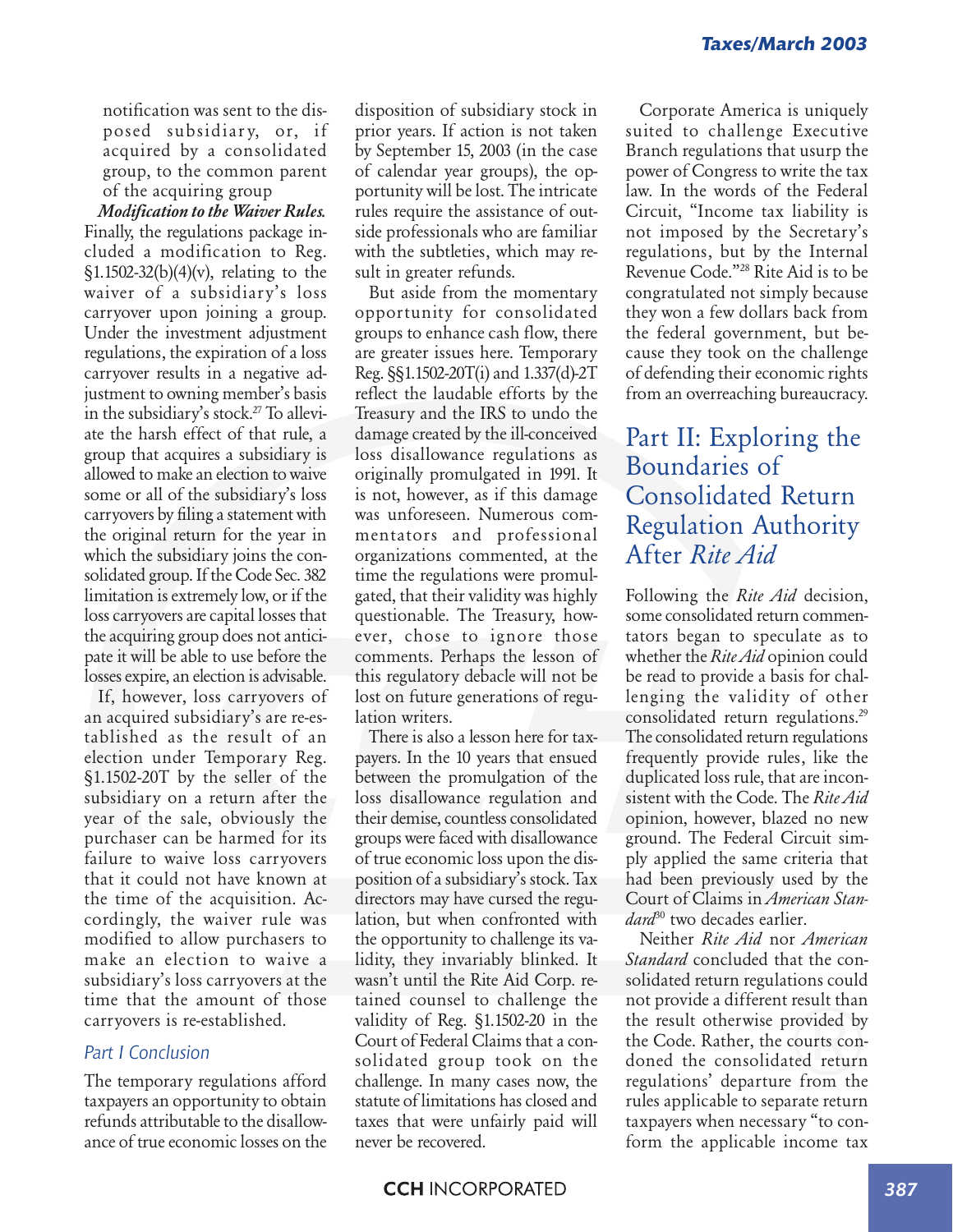notification was sent to the disposed subsidiary, or, if acquired by a consolidated group, to the common parent of the acquiring group

***Modification to the Waiver Rules.*** Finally, the regulations package included a modification to Reg. §1.1502-32(b)(4)(v), relating to the waiver of a subsidiary's loss carryover upon joining a group. Under the investment adjustment regulations, the expiration of a loss carryover results in a negative adjustment to owning member's basis in the subsidiary's stock.[27] To alleviate the harsh effect of that rule, a group that acquires a subsidiary is allowed to make an election to waive some or all of the subsidiary's loss carryovers by filing a statement with the original return for the year in which the subsidiary joins the consolidated group. If the Code Sec. 382 limitation is extremely low, or if the loss carryovers are capital losses that the acquiring group does not anticipate it will be able to use before the losses expire, an election is advisable.

If, however, loss carryovers of an acquired subsidiary's are re-established as the result of an election under Temporary Reg. §1.1502-20T by the seller of the subsidiary on a return after the year of the sale, obviously the purchaser can be harmed for its failure to waive loss carryovers that it could not have known at the time of the acquisition. Accordingly, the waiver rule was modified to allow purchasers to make an election to waive a subsidiary's loss carryovers at the time that the amount of those carryovers is re-established.

### *Part I Conclusion*

The temporary regulations afford taxpayers an opportunity to obtain refunds attributable to the disallowance of true economic losses on the disposition of subsidiary stock in prior years. If action is not taken by September 15, 2003 (in the case of calendar year groups), the opportunity will be lost. The intricate rules require the assistance of outside professionals who are familiar with the subtleties, which may result in greater refunds.

But aside from the momentary opportunity for consolidated groups to enhance cash flow, there are greater issues here. Temporary Reg. §§1.1502-20T(i) and 1.337(d)-2T reflect the laudable efforts by the Treasury and the IRS to undo the damage created by the ill-conceived loss disallowance regulations as originally promulgated in 1991. It is not, however, as if this damage was unforeseen. Numerous commentators and professional organizations commented, at the time the regulations were promulgated, that their validity was highly questionable. The Treasury, however, chose to ignore those comments. Perhaps the lesson of this regulatory debacle will not be lost on future generations of regulation writers.

There is also a lesson here for taxpayers. In the 10 years that ensued between the promulgation of the loss disallowance regulation and their demise, countless consolidated groups were faced with disallowance of true economic loss upon the disposition of a subsidiary's stock. Tax directors may have cursed the regulation, but when confronted with the opportunity to challenge its validity, they invariably blinked. It wasn't until the Rite Aid Corp. retained counsel to challenge the validity of Reg. §1.1502-20 in the Court of Federal Claims that a consolidated group took on the challenge. In many cases now, the statute of limitations has closed and taxes that were unfairly paid will never be recovered.

Corporate America is uniquely suited to challenge Executive Branch regulations that usurp the power of Congress to write the tax law. In the words of the Federal Circuit, "Income tax liability is not imposed by the Secretary's regulations, but by the Internal Revenue Code."[28] Rite Aid is to be congratulated not simply because they won a few dollars back from the federal government, but because they took on the challenge of defending their economic rights from an overreaching bureaucracy.

## Part II: Exploring the Boundaries of Consolidated Return Regulation Authority After *Rite Aid*

Following the *Rite Aid* decision, some consolidated return commentators began to speculate as to whether the *Rite Aid* opinion could be read to provide a basis for challenging the validity of other consolidated return regulations.[29] The consolidated return regulations frequently provide rules, like the duplicated loss rule, that are inconsistent with the Code. The *Rite Aid* opinion, however, blazed no new ground. The Federal Circuit simply applied the same criteria that had been previously used by the Court of Claims in *American Standard*[30] two decades earlier.

Neither *Rite Aid* nor *American Standard* concluded that the consolidated return regulations could not provide a different result than the result otherwise provided by the Code. Rather, the courts condoned the consolidated return regulations' departure from the rules applicable to separate return taxpayers when necessary "to conform the applicable income tax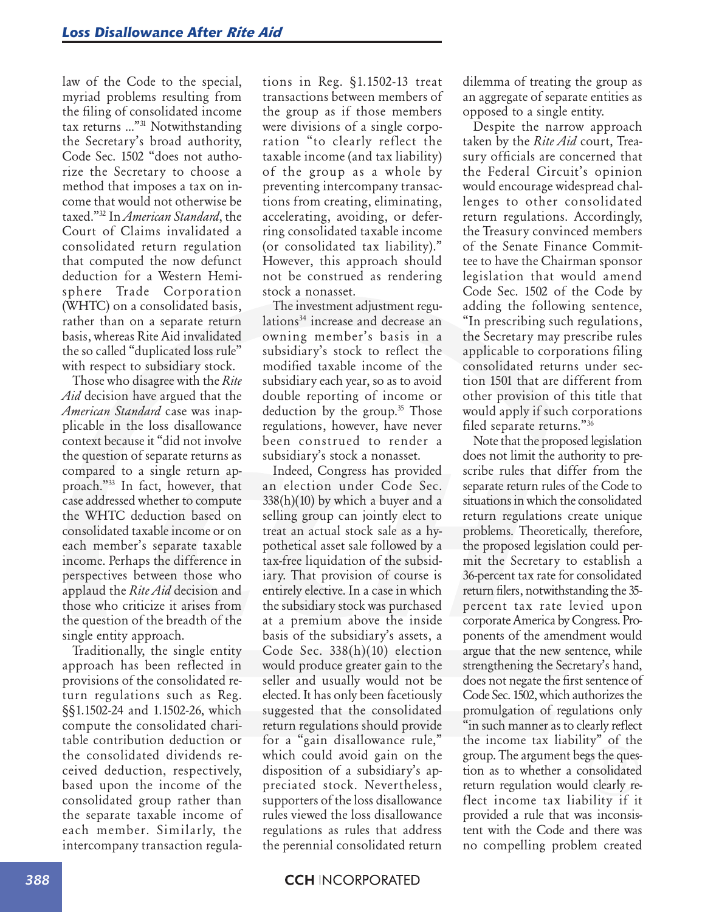law of the Code to the special, myriad problems resulting from the filing of consolidated income tax returns ..."[31] Notwithstanding the Secretary's broad authority, Code Sec. 1502 "does not authorize the Secretary to choose a method that imposes a tax on income that would not otherwise be taxed."[32] In *American Standard*, the Court of Claims invalidated a consolidated return regulation that computed the now defunct deduction for a Western Hemisphere Trade Corporation (WHTC) on a consolidated basis, rather than on a separate return basis, whereas Rite Aid invalidated the so called "duplicated loss rule" with respect to subsidiary stock.

Those who disagree with the *Rite Aid* decision have argued that the *American Standard* case was inapplicable in the loss disallowance context because it "did not involve the question of separate returns as compared to a single return approach."[33] In fact, however, that case addressed whether to compute the WHTC deduction based on consolidated taxable income or on each member's separate taxable income. Perhaps the difference in perspectives between those who applaud the *Rite Aid* decision and those who criticize it arises from the question of the breadth of the single entity approach.

Traditionally, the single entity approach has been reflected in provisions of the consolidated return regulations such as Reg. §§1.1502-24 and 1.1502-26, which compute the consolidated charitable contribution deduction or the consolidated dividends received deduction, respectively, based upon the income of the consolidated group rather than the separate taxable income of each member. Similarly, the intercompany transaction regulations in Reg. §1.1502-13 treat transactions between members of the group as if those members were divisions of a single corporation "to clearly reflect the taxable income (and tax liability) of the group as a whole by preventing intercompany transactions from creating, eliminating, accelerating, avoiding, or deferring consolidated taxable income (or consolidated tax liability)." However, this approach should not be construed as rendering stock a nonasset.

The investment adjustment regulations[34] increase and decrease an owning member's basis in a subsidiary's stock to reflect the modified taxable income of the subsidiary each year, so as to avoid double reporting of income or deduction by the group.[35] Those regulations, however, have never been construed to render a subsidiary's stock a nonasset.

Indeed, Congress has provided an election under Code Sec. 338(h)(10) by which a buyer and a selling group can jointly elect to treat an actual stock sale as a hypothetical asset sale followed by a tax-free liquidation of the subsidiary. That provision of course is entirely elective. In a case in which the subsidiary stock was purchased at a premium above the inside basis of the subsidiary's assets, a Code Sec. 338(h)(10) election would produce greater gain to the seller and usually would not be elected. It has only been facetiously suggested that the consolidated return regulations should provide for a "gain disallowance rule," which could avoid gain on the disposition of a subsidiary's appreciated stock. Nevertheless, supporters of the loss disallowance rules viewed the loss disallowance regulations as rules that address the perennial consolidated return dilemma of treating the group as an aggregate of separate entities as opposed to a single entity.

Despite the narrow approach taken by the *Rite Aid* court, Treasury officials are concerned that the Federal Circuit's opinion would encourage widespread challenges to other consolidated return regulations. Accordingly, the Treasury convinced members of the Senate Finance Committee to have the Chairman sponsor legislation that would amend Code Sec. 1502 of the Code by adding the following sentence, "In prescribing such regulations, the Secretary may prescribe rules applicable to corporations filing consolidated returns under section 1501 that are different from other provision of this title that would apply if such corporations filed separate returns."[36]

Note that the proposed legislation does not limit the authority to prescribe rules that differ from the separate return rules of the Code to situations in which the consolidated return regulations create unique problems. Theoretically, therefore, the proposed legislation could permit the Secretary to establish a 36-percent tax rate for consolidated return filers, notwithstanding the 35-percent tax rate levied upon corporate America by Congress. Proponents of the amendment would argue that the new sentence, while strengthening the Secretary's hand, does not negate the first sentence of Code Sec. 1502, which authorizes the promulgation of regulations only "in such manner as to clearly reflect the income tax liability" of the group. The argument begs the question as to whether a consolidated return regulation would clearly reflect income tax liability if it provided a rule that was inconsistent with the Code and there was no compelling problem created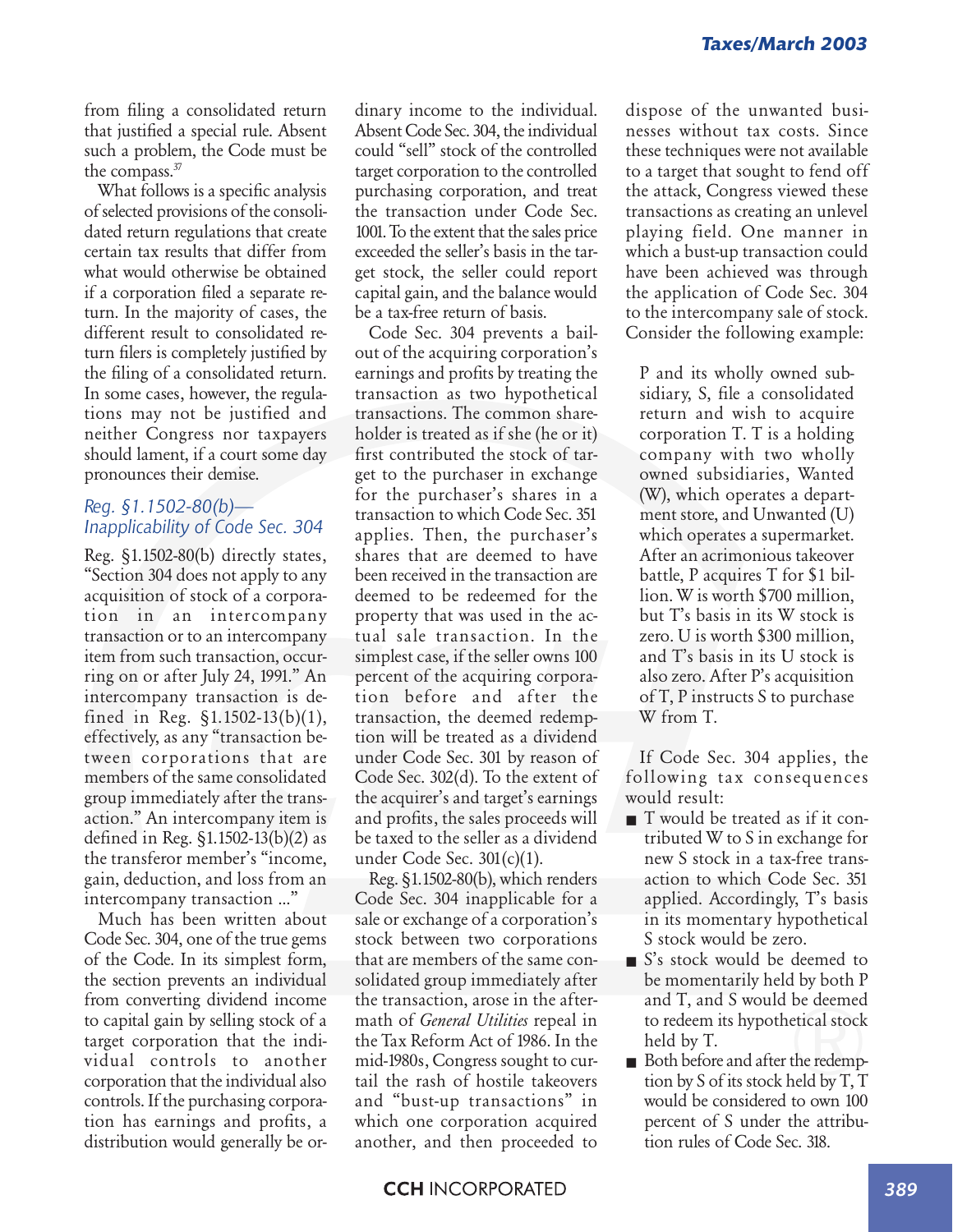from filing a consolidated return that justified a special rule. Absent such a problem, the Code must be the compass.[37]

What follows is a specific analysis of selected provisions of the consolidated return regulations that create certain tax results that differ from what would otherwise be obtained if a corporation filed a separate return. In the majority of cases, the different result to consolidated return filers is completely justified by the filing of a consolidated return. In some cases, however, the regulations may not be justified and neither Congress nor taxpayers should lament, if a court some day pronounces their demise.

### *Reg. §1.1502-80(b)—Inapplicability of Code Sec. 304*

Reg. §1.1502-80(b) directly states, "Section 304 does not apply to any acquisition of stock of a corporation in an intercompany transaction or to an intercompany item from such transaction, occurring on or after July 24, 1991." An intercompany transaction is defined in Reg. §1.1502-13(b)(1), effectively, as any "transaction between corporations that are members of the same consolidated group immediately after the transaction." An intercompany item is defined in Reg. §1.1502-13(b)(2) as the transferor member's "income, gain, deduction, and loss from an intercompany transaction ..."

Much has been written about Code Sec. 304, one of the true gems of the Code. In its simplest form, the section prevents an individual from converting dividend income to capital gain by selling stock of a target corporation that the individual controls to another corporation that the individual also controls. If the purchasing corporation has earnings and profits, a distribution would generally be ordinary income to the individual. Absent Code Sec. 304, the individual could "sell" stock of the controlled target corporation to the controlled purchasing corporation, and treat the transaction under Code Sec. 1001. To the extent that the sales price exceeded the seller's basis in the target stock, the seller could report capital gain, and the balance would be a tax-free return of basis.

Code Sec. 304 prevents a bailout of the acquiring corporation's earnings and profits by treating the transaction as two hypothetical transactions. The common shareholder is treated as if she (he or it) first contributed the stock of target to the purchaser in exchange for the purchaser's shares in a transaction to which Code Sec. 351 applies. Then, the purchaser's shares that are deemed to have been received in the transaction are deemed to be redeemed for the property that was used in the actual sale transaction. In the simplest case, if the seller owns 100 percent of the acquiring corporation before and after the transaction, the deemed redemption will be treated as a dividend under Code Sec. 301 by reason of Code Sec. 302(d). To the extent of the acquirer's and target's earnings and profits, the sales proceeds will be taxed to the seller as a dividend under Code Sec. 301(c)(1).

Reg. §1.1502-80(b), which renders Code Sec. 304 inapplicable for a sale or exchange of a corporation's stock between two corporations that are members of the same consolidated group immediately after the transaction, arose in the aftermath of *General Utilities* repeal in the Tax Reform Act of 1986. In the mid-1980s, Congress sought to curtail the rash of hostile takeovers and "bust-up transactions" in which one corporation acquired another, and then proceeded to dispose of the unwanted businesses without tax costs. Since these techniques were not available to a target that sought to fend off the attack, Congress viewed these transactions as creating an unlevel playing field. One manner in which a bust-up transaction could have been achieved was through the application of Code Sec. 304 to the intercompany sale of stock. Consider the following example:

> P and its wholly owned subsidiary, S, file a consolidated return and wish to acquire corporation T. T is a holding company with two wholly owned subsidiaries, Wanted (W), which operates a department store, and Unwanted (U) which operates a supermarket. After an acrimonious takeover battle, P acquires T for $1 billion. W is worth $700 million, but T's basis in its W stock is zero. U is worth $300 million, and T's basis in its U stock is also zero. After P's acquisition of T, P instructs S to purchase W from T.

If Code Sec. 304 applies, the following tax consequences would result:

- T would be treated as if it contributed W to S in exchange for new S stock in a tax-free transaction to which Code Sec. 351 applied. Accordingly, T's basis in its momentary hypothetical S stock would be zero.
- S's stock would be deemed to be momentarily held by both P and T, and S would be deemed to redeem its hypothetical stock held by T.
- Both before and after the redemption by S of its stock held by T, T would be considered to own 100 percent of S under the attribution rules of Code Sec. 318.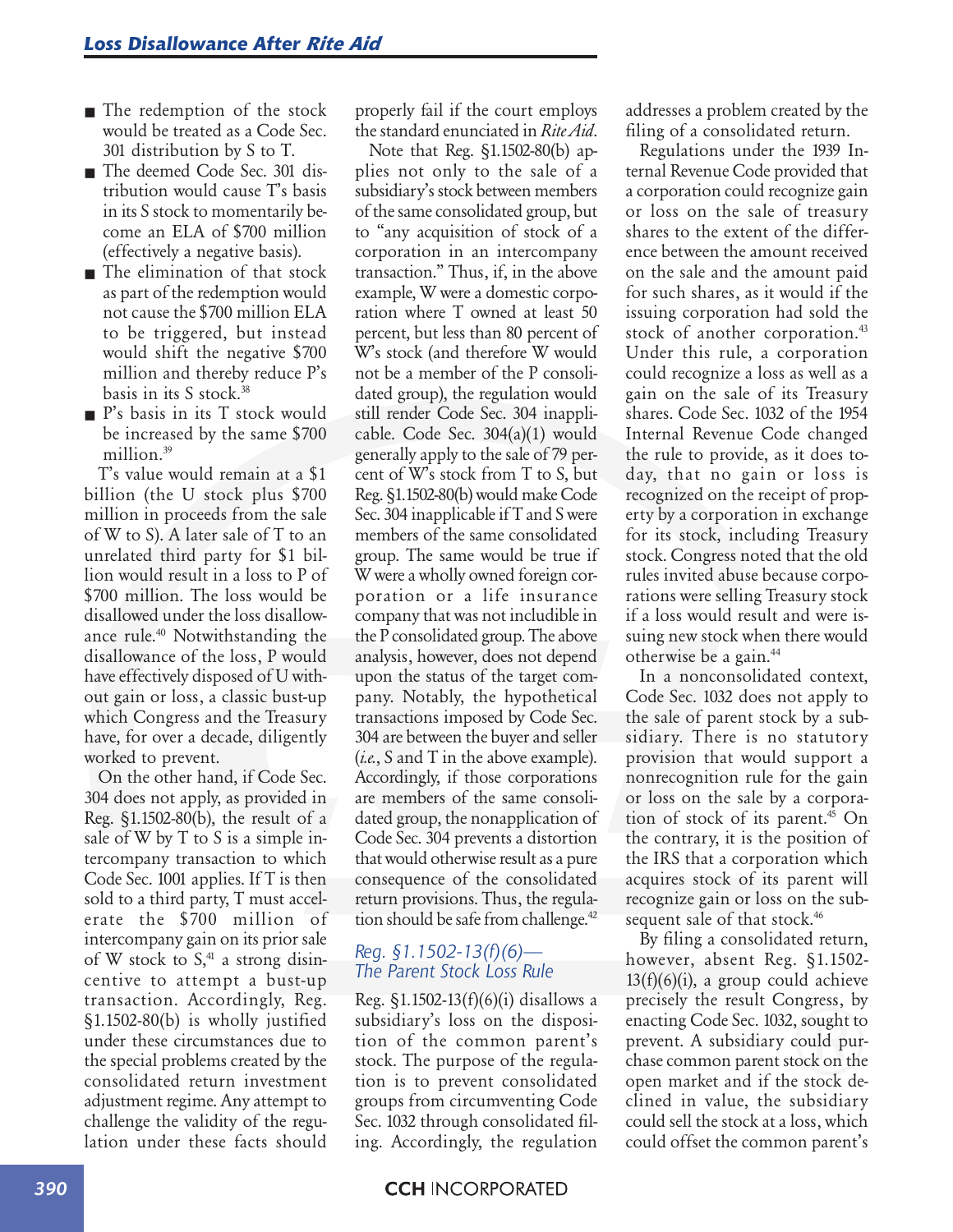- The redemption of the stock would be treated as a Code Sec. 301 distribution by S to T.
- The deemed Code Sec. 301 distribution would cause T's basis in its S stock to momentarily become an ELA of $700 million (effectively a negative basis).
- The elimination of that stock as part of the redemption would not cause the $700 million ELA to be triggered, but instead would shift the negative $700 million and thereby reduce P's basis in its S stock.[38]
- P's basis in its T stock would be increased by the same $700 million.[39]

T's value would remain at a $1 billion (the U stock plus $700 million in proceeds from the sale of W to S). A later sale of T to an unrelated third party for $1 billion would result in a loss to P of $700 million. The loss would be disallowed under the loss disallowance rule.[40] Notwithstanding the disallowance of the loss, P would have effectively disposed of U without gain or loss, a classic bust-up which Congress and the Treasury have, for over a decade, diligently worked to prevent.

On the other hand, if Code Sec. 304 does not apply, as provided in Reg. §1.1502-80(b), the result of a sale of W by T to S is a simple intercompany transaction to which Code Sec. 1001 applies. If T is then sold to a third party, T must accelerate the $700 million of intercompany gain on its prior sale of W stock to S,[41] a strong disincentive to attempt a bust-up transaction. Accordingly, Reg. §1.1502-80(b) is wholly justified under these circumstances due to the special problems created by the consolidated return investment adjustment regime. Any attempt to challenge the validity of the regulation under these facts should properly fail if the court employs the standard enunciated in *Rite Aid*.

Note that Reg. §1.1502-80(b) applies not only to the sale of a subsidiary's stock between members of the same consolidated group, but to "any acquisition of stock of a corporation in an intercompany transaction." Thus, if, in the above example, W were a domestic corporation where T owned at least 50 percent, but less than 80 percent of W's stock (and therefore W would not be a member of the P consolidated group), the regulation would still render Code Sec. 304 inapplicable. Code Sec. 304(a)(1) would generally apply to the sale of 79 percent of W's stock from T to S, but Reg. §1.1502-80(b) would make Code Sec. 304 inapplicable if T and S were members of the same consolidated group. The same would be true if W were a wholly owned foreign corporation or a life insurance company that was not includible in the P consolidated group. The above analysis, however, does not depend upon the status of the target company. Notably, the hypothetical transactions imposed by Code Sec. 304 are between the buyer and seller (*i.e.*, S and T in the above example). Accordingly, if those corporations are members of the same consolidated group, the nonapplication of Code Sec. 304 prevents a distortion that would otherwise result as a pure consequence of the consolidated return provisions. Thus, the regulation should be safe from challenge.[42]

## Reg. §1.1502-13(f)(6)—The Parent Stock Loss Rule

Reg. §1.1502-13(f)(6)(i) disallows a subsidiary's loss on the disposition of the common parent's stock. The purpose of the regulation is to prevent consolidated groups from circumventing Code Sec. 1032 through consolidated filing. Accordingly, the regulation addresses a problem created by the filing of a consolidated return.

Regulations under the 1939 Internal Revenue Code provided that a corporation could recognize gain or loss on the sale of treasury shares to the extent of the difference between the amount received on the sale and the amount paid for such shares, as it would if the issuing corporation had sold the stock of another corporation.[43] Under this rule, a corporation could recognize a loss as well as a gain on the sale of its Treasury shares. Code Sec. 1032 of the 1954 Internal Revenue Code changed the rule to provide, as it does today, that no gain or loss is recognized on the receipt of property by a corporation in exchange for its stock, including Treasury stock. Congress noted that the old rules invited abuse because corporations were selling Treasury stock if a loss would result and were issuing new stock when there would otherwise be a gain.[44]

In a nonconsolidated context, Code Sec. 1032 does not apply to the sale of parent stock by a subsidiary. There is no statutory provision that would support a nonrecognition rule for the gain or loss on the sale by a corporation of stock of its parent.[45] On the contrary, it is the position of the IRS that a corporation which acquires stock of its parent will recognize gain or loss on the subsequent sale of that stock.[46]

By filing a consolidated return, however, absent Reg. §1.1502-13(f)(6)(i), a group could achieve precisely the result Congress, by enacting Code Sec. 1032, sought to prevent. A subsidiary could purchase common parent stock on the open market and if the stock declined in value, the subsidiary could sell the stock at a loss, which could offset the common parent's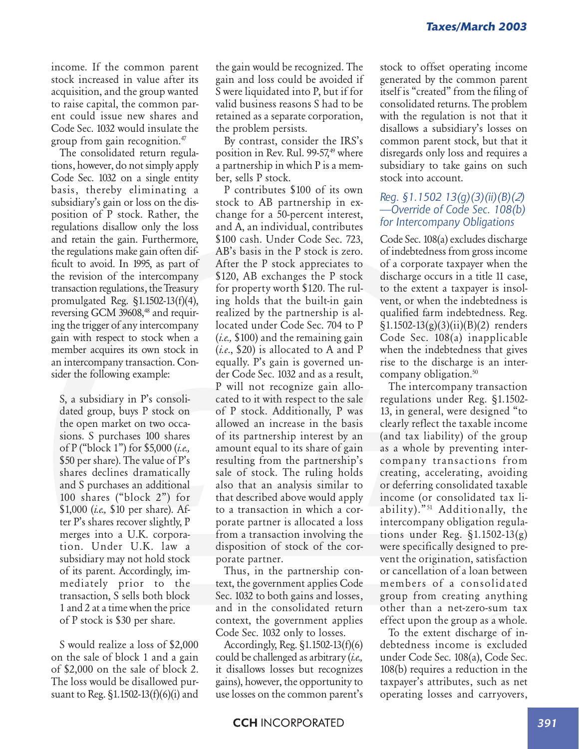income. If the common parent stock increased in value after its acquisition, and the group wanted to raise capital, the common parent could issue new shares and Code Sec. 1032 would insulate the group from gain recognition.[47]

The consolidated return regulations, however, do not simply apply Code Sec. 1032 on a single entity basis, thereby eliminating a subsidiary's gain or loss on the disposition of P stock. Rather, the regulations disallow only the loss and retain the gain. Furthermore, the regulations make gain often difficult to avoid. In 1995, as part of the revision of the intercompany transaction regulations, the Treasury promulgated Reg. §1.1502-13(f)(4), reversing GCM 39608,[48] and requiring the trigger of any intercompany gain with respect to stock when a member acquires its own stock in an intercompany transaction. Consider the following example:

> S, a subsidiary in P's consolidated group, buys P stock on the open market on two occasions. S purchases 100 shares of P ("block 1") for $5,000 (*i.e.,* $50 per share). The value of P's shares declines dramatically and S purchases an additional 100 shares ("block 2") for $1,000 (*i.e.,* $10 per share). After P's shares recover slightly, P merges into a U.K. corporation. Under U.K. law a subsidiary may not hold stock of its parent. Accordingly, immediately prior to the transaction, S sells both block 1 and 2 at a time when the price of P stock is $30 per share.

S would realize a loss of $2,000 on the sale of block 1 and a gain of $2,000 on the sale of block 2. The loss would be disallowed pursuant to Reg. §1.1502-13(f)(6)(i) and the gain would be recognized. The gain and loss could be avoided if S were liquidated into P, but if for valid business reasons S had to be retained as a separate corporation, the problem persists.

By contrast, consider the IRS's position in Rev. Rul. 99-57,[49] where a partnership in which P is a member, sells P stock.

P contributes $100 of its own stock to AB partnership in exchange for a 50-percent interest, and A, an individual, contributes $100 cash. Under Code Sec. 723, AB's basis in the P stock is zero. After the P stock appreciates to $120, AB exchanges the P stock for property worth $120. The ruling holds that the built-in gain realized by the partnership is allocated under Code Sec. 704 to P (*i.e.,* $100) and the remaining gain (*i.e.*, $20) is allocated to A and P equally. P's gain is governed under Code Sec. 1032 and as a result, P will not recognize gain allocated to it with respect to the sale of P stock. Additionally, P was allowed an increase in the basis of its partnership interest by an amount equal to its share of gain resulting from the partnership's sale of stock. The ruling holds also that an analysis similar to that described above would apply to a transaction in which a corporate partner is allocated a loss from a transaction involving the disposition of stock of the corporate partner.

Thus, in the partnership context, the government applies Code Sec. 1032 to both gains and losses, and in the consolidated return context, the government applies Code Sec. 1032 only to losses.

Accordingly, Reg. §1.1502-13(f)(6) could be challenged as arbitrary (*i.e.,* it disallows losses but recognizes gains), however, the opportunity to use losses on the common parent's stock to offset operating income generated by the common parent itself is "created" from the filing of consolidated returns. The problem with the regulation is not that it disallows a subsidiary's losses on common parent stock, but that it disregards only loss and requires a subsidiary to take gains on such stock into account.

### *Reg. §1.1502 13(g)(3)(ii)(B)(2) —Override of Code Sec. 108(b) for Intercompany Obligations*

Code Sec. 108(a) excludes discharge of indebtedness from gross income of a corporate taxpayer when the discharge occurs in a title 11 case, to the extent a taxpayer is insolvent, or when the indebtedness is qualified farm indebtedness. Reg. §1.1502-13(g)(3)(ii)(B)(2) renders Code Sec. 108(a) inapplicable when the indebtedness that gives rise to the discharge is an intercompany obligation.[50]

The intercompany transaction regulations under Reg. §1.1502-13, in general, were designed "to clearly reflect the taxable income (and tax liability) of the group as a whole by preventing intercompany transactions from creating, accelerating, avoiding or deferring consolidated taxable income (or consolidated tax liability)."[51] Additionally, the intercompany obligation regulations under Reg. §1.1502-13(g) were specifically designed to prevent the origination, satisfaction or cancellation of a loan between members of a consolidated group from creating anything other than a net-zero-sum tax effect upon the group as a whole.

To the extent discharge of indebtedness income is excluded under Code Sec. 108(a), Code Sec. 108(b) requires a reduction in the taxpayer's attributes, such as net operating losses and carryovers,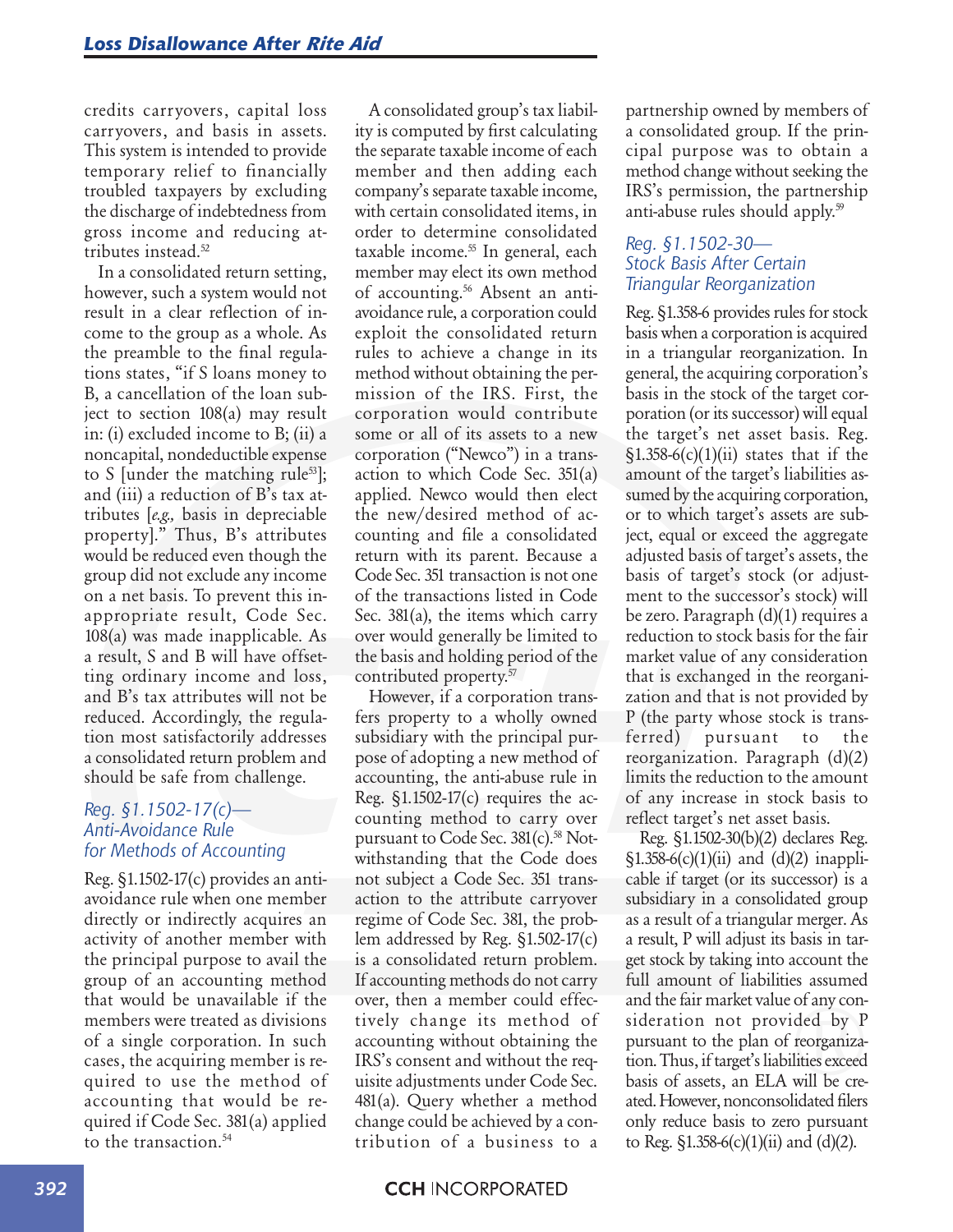credits carryovers, capital loss carryovers, and basis in assets. This system is intended to provide temporary relief to financially troubled taxpayers by excluding the discharge of indebtedness from gross income and reducing attributes instead.[52]

In a consolidated return setting, however, such a system would not result in a clear reflection of income to the group as a whole. As the preamble to the final regulations states, "if S loans money to B, a cancellation of the loan subject to section 108(a) may result in: (i) excluded income to B; (ii) a noncapital, nondeductible expense to S [under the matching rule[53]]; and (iii) a reduction of B's tax attributes [*e.g.,* basis in depreciable property]." Thus, B's attributes would be reduced even though the group did not exclude any income on a net basis. To prevent this inappropriate result, Code Sec. 108(a) was made inapplicable. As a result, S and B will have offsetting ordinary income and loss, and B's tax attributes will not be reduced. Accordingly, the regulation most satisfactorily addresses a consolidated return problem and should be safe from challenge.

### Reg. §1.1502-17(c)—Anti-Avoidance Rule for Methods of Accounting

Reg. §1.1502-17(c) provides an anti-avoidance rule when one member directly or indirectly acquires an activity of another member with the principal purpose to avail the group of an accounting method that would be unavailable if the members were treated as divisions of a single corporation. In such cases, the acquiring member is required to use the method of accounting that would be required if Code Sec. 381(a) applied to the transaction.[54]

A consolidated group's tax liability is computed by first calculating the separate taxable income of each member and then adding each company's separate taxable income, with certain consolidated items, in order to determine consolidated taxable income.[55] In general, each member may elect its own method of accounting.[56] Absent an anti-avoidance rule, a corporation could exploit the consolidated return rules to achieve a change in its method without obtaining the permission of the IRS. First, the corporation would contribute some or all of its assets to a new corporation ("Newco") in a transaction to which Code Sec. 351(a) applied. Newco would then elect the new/desired method of accounting and file a consolidated return with its parent. Because a Code Sec. 351 transaction is not one of the transactions listed in Code Sec. 381(a), the items which carry over would generally be limited to the basis and holding period of the contributed property.[57]

However, if a corporation transfers property to a wholly owned subsidiary with the principal purpose of adopting a new method of accounting, the anti-abuse rule in Reg. §1.1502-17(c) requires the accounting method to carry over pursuant to Code Sec. 381(c).[58] Notwithstanding that the Code does not subject a Code Sec. 351 transaction to the attribute carryover regime of Code Sec. 381, the problem addressed by Reg. §1.502-17(c) is a consolidated return problem. If accounting methods do not carry over, then a member could effectively change its method of accounting without obtaining the IRS's consent and without the requisite adjustments under Code Sec. 481(a). Query whether a method change could be achieved by a contribution of a business to a partnership owned by members of a consolidated group. If the principal purpose was to obtain a method change without seeking the IRS's permission, the partnership anti-abuse rules should apply.[59]

### Reg. §1.1502-30—Stock Basis After Certain Triangular Reorganization

Reg. §1.358-6 provides rules for stock basis when a corporation is acquired in a triangular reorganization. In general, the acquiring corporation's basis in the stock of the target corporation (or its successor) will equal the target's net asset basis. Reg. §1.358-6(c)(1)(ii) states that if the amount of the target's liabilities assumed by the acquiring corporation, or to which target's assets are subject, equal or exceed the aggregate adjusted basis of target's assets, the basis of target's stock (or adjustment to the successor's stock) will be zero. Paragraph (d)(1) requires a reduction to stock basis for the fair market value of any consideration that is exchanged in the reorganization and that is not provided by P (the party whose stock is transferred) pursuant to the reorganization. Paragraph (d)(2) limits the reduction to the amount of any increase in stock basis to reflect target's net asset basis.

Reg. §1.1502-30(b)(2) declares Reg. §1.358-6(c)(1)(ii) and (d)(2) inapplicable if target (or its successor) is a subsidiary in a consolidated group as a result of a triangular merger. As a result, P will adjust its basis in target stock by taking into account the full amount of liabilities assumed and the fair market value of any consideration not provided by P pursuant to the plan of reorganization. Thus, if target's liabilities exceed basis of assets, an ELA will be created. However, nonconsolidated filers only reduce basis to zero pursuant to Reg. §1.358-6(c)(1)(ii) and (d)(2).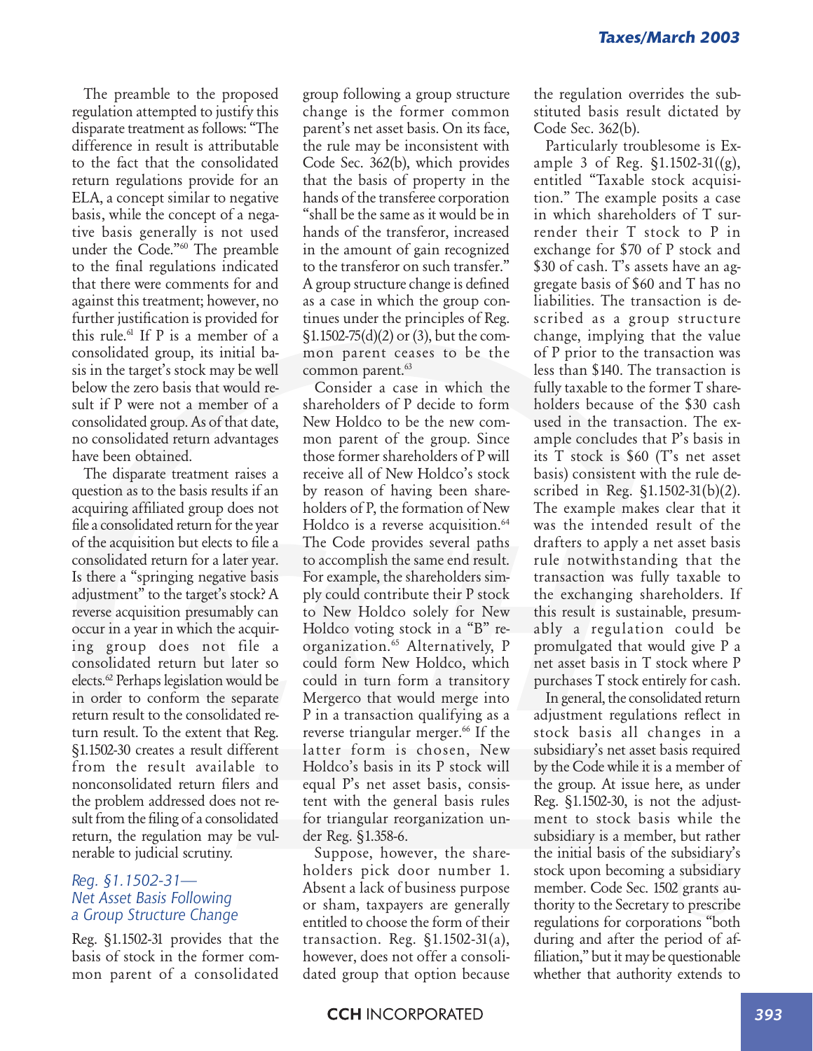The preamble to the proposed regulation attempted to justify this disparate treatment as follows: "The difference in result is attributable to the fact that the consolidated return regulations provide for an ELA, a concept similar to negative basis, while the concept of a negative basis generally is not used under the Code."[60] The preamble to the final regulations indicated that there were comments for and against this treatment; however, no further justification is provided for this rule.[61] If P is a member of a consolidated group, its initial basis in the target's stock may be well below the zero basis that would result if P were not a member of a consolidated group. As of that date, no consolidated return advantages have been obtained.

The disparate treatment raises a question as to the basis results if an acquiring affiliated group does not file a consolidated return for the year of the acquisition but elects to file a consolidated return for a later year. Is there a "springing negative basis adjustment" to the target's stock? A reverse acquisition presumably can occur in a year in which the acquiring group does not file a consolidated return but later so elects.[62] Perhaps legislation would be in order to conform the separate return result to the consolidated return result. To the extent that Reg. §1.1502-30 creates a result different from the result available to nonconsolidated return filers and the problem addressed does not result from the filing of a consolidated return, the regulation may be vulnerable to judicial scrutiny.

### *Reg. §1.1502-31— Net Asset Basis Following a Group Structure Change*

Reg. §1.1502-31 provides that the basis of stock in the former common parent of a consolidated group following a group structure change is the former common parent's net asset basis. On its face, the rule may be inconsistent with Code Sec. 362(b), which provides that the basis of property in the hands of the transferee corporation "shall be the same as it would be in hands of the transferor, increased in the amount of gain recognized to the transferor on such transfer." A group structure change is defined as a case in which the group continues under the principles of Reg. §1.1502-75(d)(2) or (3), but the common parent ceases to be the common parent.[63]

Consider a case in which the shareholders of P decide to form New Holdco to be the new common parent of the group. Since those former shareholders of P will receive all of New Holdco's stock by reason of having been shareholders of P, the formation of New Holdco is a reverse acquisition.[64] The Code provides several paths to accomplish the same end result. For example, the shareholders simply could contribute their P stock to New Holdco solely for New Holdco voting stock in a "B" reorganization.[65] Alternatively, P could form New Holdco, which could in turn form a transitory Mergerco that would merge into P in a transaction qualifying as a reverse triangular merger.[66] If the latter form is chosen, New Holdco's basis in its P stock will equal P's net asset basis, consistent with the general basis rules for triangular reorganization under Reg. §1.358-6.

Suppose, however, the shareholders pick door number 1. Absent a lack of business purpose or sham, taxpayers are generally entitled to choose the form of their transaction. Reg. §1.1502-31(a), however, does not offer a consolidated group that option because the regulation overrides the substituted basis result dictated by Code Sec. 362(b).

Particularly troublesome is Example 3 of Reg. §1.1502-31((g), entitled "Taxable stock acquisition." The example posits a case in which shareholders of T surrender their T stock to P in exchange for $70 of P stock and $30 of cash. T's assets have an aggregate basis of $60 and T has no liabilities. The transaction is described as a group structure change, implying that the value of P prior to the transaction was less than $140. The transaction is fully taxable to the former T shareholders because of the $30 cash used in the transaction. The example concludes that P's basis in its T stock is $60 (T's net asset basis) consistent with the rule described in Reg. §1.1502-31(b)(2). The example makes clear that it was the intended result of the drafters to apply a net asset basis rule notwithstanding that the transaction was fully taxable to the exchanging shareholders. If this result is sustainable, presumably a regulation could be promulgated that would give P a net asset basis in T stock where P purchases T stock entirely for cash.

In general, the consolidated return adjustment regulations reflect in stock basis all changes in a subsidiary's net asset basis required by the Code while it is a member of the group. At issue here, as under Reg. §1.1502-30, is not the adjustment to stock basis while the subsidiary is a member, but rather the initial basis of the subsidiary's stock upon becoming a subsidiary member. Code Sec. 1502 grants authority to the Secretary to prescribe regulations for corporations "both during and after the period of affiliation," but it may be questionable whether that authority extends to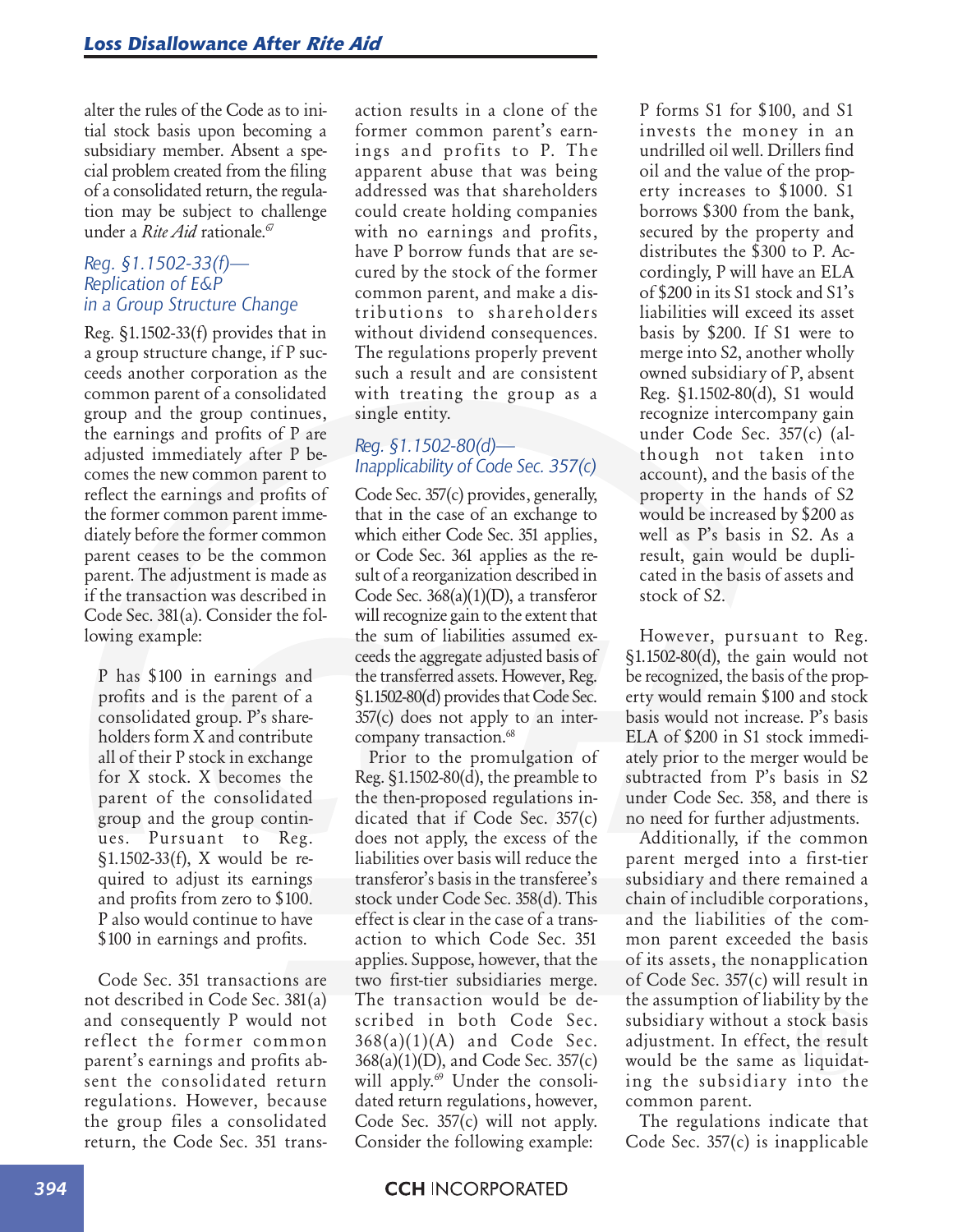alter the rules of the Code as to initial stock basis upon becoming a subsidiary member. Absent a special problem created from the filing of a consolidated return, the regulation may be subject to challenge under a *Rite Aid* rationale.[67]

### *Reg. §1.1502-33(f)—Replication of E&P in a Group Structure Change*

Reg. §1.1502-33(f) provides that in a group structure change, if P succeeds another corporation as the common parent of a consolidated group and the group continues, the earnings and profits of P are adjusted immediately after P becomes the new common parent to reflect the earnings and profits of the former common parent immediately before the former common parent ceases to be the common parent. The adjustment is made as if the transaction was described in Code Sec. 381(a). Consider the following example:

> P has $100 in earnings and profits and is the parent of a consolidated group. P's shareholders form X and contribute all of their P stock in exchange for X stock. X becomes the parent of the consolidated group and the group continues. Pursuant to Reg. §1.1502-33(f), X would be required to adjust its earnings and profits from zero to $100. P also would continue to have $100 in earnings and profits.

Code Sec. 351 transactions are not described in Code Sec. 381(a) and consequently P would not reflect the former common parent's earnings and profits absent the consolidated return regulations. However, because the group files a consolidated return, the Code Sec. 351 transaction results in a clone of the former common parent's earnings and profits to P. The apparent abuse that was being addressed was that shareholders could create holding companies with no earnings and profits, have P borrow funds that are secured by the stock of the former common parent, and make a distributions to shareholders without dividend consequences. The regulations properly prevent such a result and are consistent with treating the group as a single entity.

### *Reg. §1.1502-80(d)—Inapplicability of Code Sec. 357(c)*

Code Sec. 357(c) provides, generally, that in the case of an exchange to which either Code Sec. 351 applies, or Code Sec. 361 applies as the result of a reorganization described in Code Sec. 368(a)(1)(D), a transferor will recognize gain to the extent that the sum of liabilities assumed exceeds the aggregate adjusted basis of the transferred assets. However, Reg. §1.1502-80(d) provides that Code Sec. 357(c) does not apply to an intercompany transaction.[68]

Prior to the promulgation of Reg. §1.1502-80(d), the preamble to the then-proposed regulations indicated that if Code Sec. 357(c) does not apply, the excess of the liabilities over basis will reduce the transferor's basis in the transferee's stock under Code Sec. 358(d). This effect is clear in the case of a transaction to which Code Sec. 351 applies. Suppose, however, that the two first-tier subsidiaries merge. The transaction would be described in both Code Sec. 368(a)(1)(A) and Code Sec. 368(a)(1)(D), and Code Sec. 357(c) will apply.[69] Under the consolidated return regulations, however, Code Sec. 357(c) will not apply. Consider the following example:

> P forms S1 for $100, and S1 invests the money in an undrilled oil well. Drillers find oil and the value of the property increases to $1000. S1 borrows $300 from the bank, secured by the property and distributes the $300 to P. Accordingly, P will have an ELA of $200 in its S1 stock and S1's liabilities will exceed its asset basis by $200. If S1 were to merge into S2, another wholly owned subsidiary of P, absent Reg. §1.1502-80(d), S1 would recognize intercompany gain under Code Sec. 357(c) (although not taken into account), and the basis of the property in the hands of S2 would be increased by $200 as well as P's basis in S2. As a result, gain would be duplicated in the basis of assets and stock of S2.

However, pursuant to Reg. §1.1502-80(d), the gain would not be recognized, the basis of the property would remain $100 and stock basis would not increase. P's basis ELA of $200 in S1 stock immediately prior to the merger would be subtracted from P's basis in S2 under Code Sec. 358, and there is no need for further adjustments.

Additionally, if the common parent merged into a first-tier subsidiary and there remained a chain of includible corporations, and the liabilities of the common parent exceeded the basis of its assets, the nonapplication of Code Sec. 357(c) will result in the assumption of liability by the subsidiary without a stock basis adjustment. In effect, the result would be the same as liquidating the subsidiary into the common parent.

The regulations indicate that Code Sec. 357(c) is inapplicable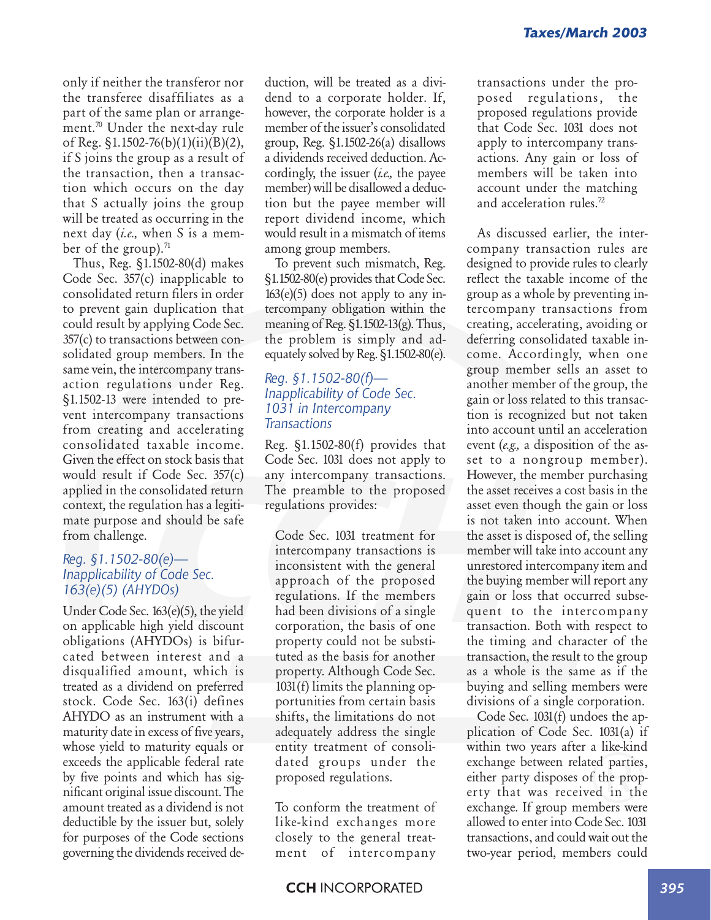only if neither the transferor nor the transferee disaffiliates as a part of the same plan or arrangement.[70] Under the next-day rule of Reg. §1.1502-76(b)(1)(ii)(B)(2), if S joins the group as a result of the transaction, then a transaction which occurs on the day that S actually joins the group will be treated as occurring in the next day (*i.e.,* when S is a member of the group).[71]

Thus, Reg. §1.1502-80(d) makes Code Sec. 357(c) inapplicable to consolidated return filers in order to prevent gain duplication that could result by applying Code Sec. 357(c) to transactions between consolidated group members. In the same vein, the intercompany transaction regulations under Reg. §1.1502-13 were intended to prevent intercompany transactions from creating and accelerating consolidated taxable income. Given the effect on stock basis that would result if Code Sec. 357(c) applied in the consolidated return context, the regulation has a legitimate purpose and should be safe from challenge.

### *Reg. §1.1502-80(e)—Inapplicability of Code Sec. 163(e)(5) (AHYDOs)*

Under Code Sec. 163(e)(5), the yield on applicable high yield discount obligations (AHYDOs) is bifurcated between interest and a disqualified amount, which is treated as a dividend on preferred stock. Code Sec. 163(i) defines AHYDO as an instrument with a maturity date in excess of five years, whose yield to maturity equals or exceeds the applicable federal rate by five points and which has significant original issue discount. The amount treated as a dividend is not deductible by the issuer but, solely for purposes of the Code sections governing the dividends received deduction, will be treated as a dividend to a corporate holder. If, however, the corporate holder is a member of the issuer's consolidated group, Reg. §1.1502-26(a) disallows a dividends received deduction. Accordingly, the issuer (*i.e.,* the payee member) will be disallowed a deduction but the payee member will report dividend income, which would result in a mismatch of items among group members.

To prevent such mismatch, Reg. §1.1502-80(e) provides that Code Sec. 163(e)(5) does not apply to any intercompany obligation within the meaning of Reg. §1.1502-13(g). Thus, the problem is simply and adequately solved by Reg. §1.1502-80(e).

### *Reg. §1.1502-80(f)—Inapplicability of Code Sec. 1031 in Intercompany Transactions*

Reg. §1.1502-80(f) provides that Code Sec. 1031 does not apply to any intercompany transactions. The preamble to the proposed regulations provides:

> Code Sec. 1031 treatment for intercompany transactions is inconsistent with the general approach of the proposed regulations. If the members had been divisions of a single corporation, the basis of one property could not be substituted as the basis for another property. Although Code Sec. 1031(f) limits the planning opportunities from certain basis shifts, the limitations do not adequately address the single entity treatment of consolidated groups under the proposed regulations.
>
> To conform the treatment of like-kind exchanges more closely to the general treatment of intercompany transactions under the proposed regulations, the proposed regulations provide that Code Sec. 1031 does not apply to intercompany transactions. Any gain or loss of members will be taken into account under the matching and acceleration rules.[72]

As discussed earlier, the intercompany transaction rules are designed to provide rules to clearly reflect the taxable income of the group as a whole by preventing intercompany transactions from creating, accelerating, avoiding or deferring consolidated taxable income. Accordingly, when one group member sells an asset to another member of the group, the gain or loss related to this transaction is recognized but not taken into account until an acceleration event (*e.g.,* a disposition of the asset to a nongroup member). However, the member purchasing the asset receives a cost basis in the asset even though the gain or loss is not taken into account. When the asset is disposed of, the selling member will take into account any unrestored intercompany item and the buying member will report any gain or loss that occurred subsequent to the intercompany transaction. Both with respect to the timing and character of the transaction, the result to the group as a whole is the same as if the buying and selling members were divisions of a single corporation.

Code Sec. 1031(f) undoes the application of Code Sec. 1031(a) if within two years after a like-kind exchange between related parties, either party disposes of the property that was received in the exchange. If group members were allowed to enter into Code Sec. 1031 transactions, and could wait out the two-year period, members could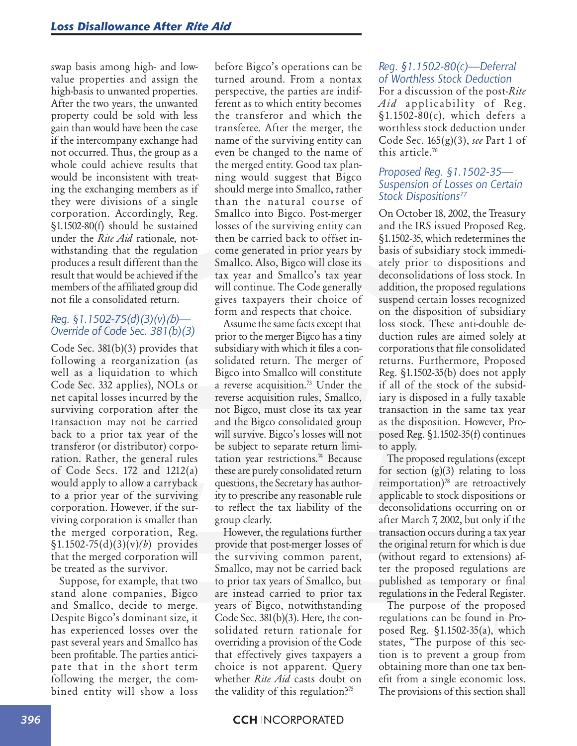swap basis among high- and low-value properties and assign the high-basis to unwanted properties. After the two years, the unwanted property could be sold with less gain than would have been the case if the intercompany exchange had not occurred. Thus, the group as a whole could achieve results that would be inconsistent with treating the exchanging members as if they were divisions of a single corporation. Accordingly, Reg. §1.1502-80(f) should be sustained under the *Rite Aid* rationale, notwithstanding that the regulation produces a result different than the result that would be achieved if the members of the affiliated group did not file a consolidated return.

### Reg. §1.1502-75(d)(3)(v)(*b*)—Override of Code Sec. 381(b)(3)

Code Sec. 381(b)(3) provides that following a reorganization (as well as a liquidation to which Code Sec. 332 applies), NOLs or net capital losses incurred by the surviving corporation after the transaction may not be carried back to a prior tax year of the transferor (or distributor) corporation. Rather, the general rules of Code Secs. 172 and 1212(a) would apply to allow a carryback to a prior year of the surviving corporation. However, if the surviving corporation is smaller than the merged corporation, Reg. §1.1502-75(d)(3)(v)(*b*) provides that the merged corporation will be treated as the survivor.

Suppose, for example, that two stand alone companies, Bigco and Smallco, decide to merge. Despite Bigco's dominant size, it has experienced losses over the past several years and Smallco has been profitable. The parties anticipate that in the short term following the merger, the combined entity will show a loss before Bigco's operations can be turned around. From a nontax perspective, the parties are indifferent as to which entity becomes the transferor and which the transferee. After the merger, the name of the surviving entity can even be changed to the name of the merged entity. Good tax planning would suggest that Bigco should merge into Smallco, rather than the natural course of Smallco into Bigco. Post-merger losses of the surviving entity can then be carried back to offset income generated in prior years by Smallco. Also, Bigco will close its tax year and Smallco's tax year will continue. The Code generally gives taxpayers their choice of form and respects that choice.

Assume the same facts except that prior to the merger Bigco has a tiny subsidiary with which it files a consolidated return. The merger of Bigco into Smallco will constitute a reverse acquisition.[73] Under the reverse acquisition rules, Smallco, not Bigco, must close its tax year and the Bigco consolidated group will survive. Bigco's losses will not be subject to separate return limitation year restrictions.[74] Because these are purely consolidated return questions, the Secretary has authority to prescribe any reasonable rule to reflect the tax liability of the group clearly.

However, the regulations further provide that post-merger losses of the surviving common parent, Smallco, may not be carried back to prior tax years of Smallco, but are instead carried to prior tax years of Bigco, notwithstanding Code Sec. 381(b)(3). Here, the consolidated return rationale for overriding a provision of the Code that effectively gives taxpayers a choice is not apparent. Query whether *Rite Aid* casts doubt on the validity of this regulation?[75]

### Reg. §1.1502-80(c)—Deferral of Worthless Stock Deduction

For a discussion of the post-*Rite Aid* applicability of Reg. §1.1502-80(c), which defers a worthless stock deduction under Code Sec. 165(g)(3), *see* Part 1 of this article.[76]

### Proposed Reg. §1.1502-35—Suspension of Losses on Certain Stock Dispositions[77]

On October 18, 2002, the Treasury and the IRS issued Proposed Reg. §1.1502-35, which redetermines the basis of subsidiary stock immediately prior to dispositions and deconsolidations of loss stock. In addition, the proposed regulations suspend certain losses recognized on the disposition of subsidiary loss stock. These anti-double deduction rules are aimed solely at corporations that file consolidated returns. Furthermore, Proposed Reg. §1.1502-35(b) does not apply if all of the stock of the subsidiary is disposed in a fully taxable transaction in the same tax year as the disposition. However, Proposed Reg. §1.1502-35(f) continues to apply.

The proposed regulations (except for section (g)(3) relating to loss reimportation)[78] are retroactively applicable to stock dispositions or deconsolidations occurring on or after March 7, 2002, but only if the transaction occurs during a tax year the original return for which is due (without regard to extensions) after the proposed regulations are published as temporary or final regulations in the Federal Register.

The purpose of the proposed regulations can be found in Proposed Reg. §1.1502-35(a), which states, "The purpose of this section is to prevent a group from obtaining more than one tax benefit from a single economic loss. The provisions of this section shall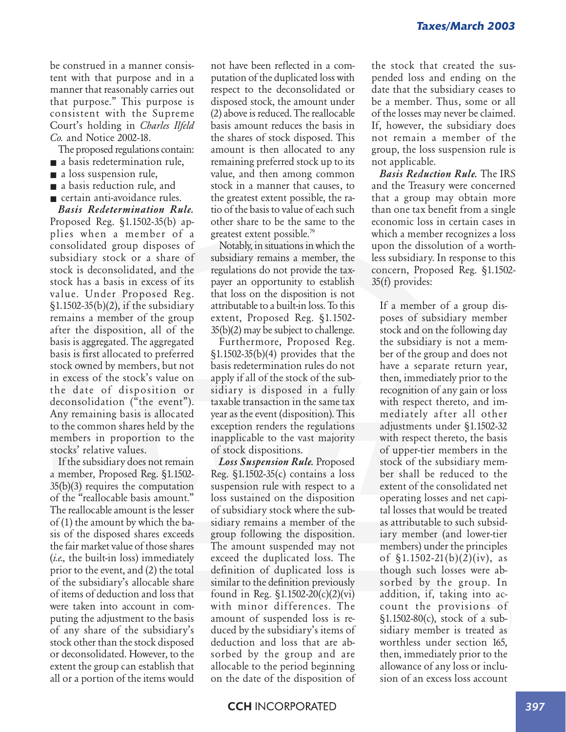be construed in a manner consistent with that purpose and in a manner that reasonably carries out that purpose." This purpose is consistent with the Supreme Court's holding in *Charles Ilfeld Co.* and Notice 2002-18.

The proposed regulations contain:

- a basis redetermination rule,
- a loss suspension rule,
- a basis reduction rule, and
- certain anti-avoidance rules.

***Basis Redetermination Rule.*** Proposed Reg. §1.1502-35(b) applies when a member of a consolidated group disposes of subsidiary stock or a share of stock is deconsolidated, and the stock has a basis in excess of its value. Under Proposed Reg. §1.1502-35(b)(2), if the subsidiary remains a member of the group after the disposition, all of the basis is aggregated. The aggregated basis is first allocated to preferred stock owned by members, but not in excess of the stock's value on the date of disposition or deconsolidation ("the event"). Any remaining basis is allocated to the common shares held by the members in proportion to the stocks' relative values.

If the subsidiary does not remain a member, Proposed Reg. §1.1502-35(b)(3) requires the computation of the "reallocable basis amount." The reallocable amount is the lesser of (1) the amount by which the basis of the disposed shares exceeds the fair market value of those shares (*i.e.,* the built-in loss) immediately prior to the event, and (2) the total of the subsidiary's allocable share of items of deduction and loss that were taken into account in computing the adjustment to the basis of any share of the subsidiary's stock other than the stock disposed or deconsolidated. However, to the extent the group can establish that all or a portion of the items would not have been reflected in a computation of the duplicated loss with respect to the deconsolidated or disposed stock, the amount under (2) above is reduced. The reallocable basis amount reduces the basis in the shares of stock disposed. This amount is then allocated to any remaining preferred stock up to its value, and then among common stock in a manner that causes, to the greatest extent possible, the ratio of the basis to value of each such other share to be the same to the greatest extent possible.[79]

Notably, in situations in which the subsidiary remains a member, the regulations do not provide the taxpayer an opportunity to establish that loss on the disposition is not attributable to a built-in loss. To this extent, Proposed Reg. §1.1502-35(b)(2) may be subject to challenge.

Furthermore, Proposed Reg. §1.1502-35(b)(4) provides that the basis redetermination rules do not apply if all of the stock of the subsidiary is disposed in a fully taxable transaction in the same tax year as the event (disposition). This exception renders the regulations inapplicable to the vast majority of stock dispositions.

***Loss Suspension Rule.*** Proposed Reg. §1.1502-35(c) contains a loss suspension rule with respect to a loss sustained on the disposition of subsidiary stock where the subsidiary remains a member of the group following the disposition. The amount suspended may not exceed the duplicated loss. The definition of duplicated loss is similar to the definition previously found in Reg. §1.1502-20(c)(2)(vi) with minor differences. The amount of suspended loss is reduced by the subsidiary's items of deduction and loss that are absorbed by the group and are allocable to the period beginning on the date of the disposition of the stock that created the suspended loss and ending on the date that the subsidiary ceases to be a member. Thus, some or all of the losses may never be claimed. If, however, the subsidiary does not remain a member of the group, the loss suspension rule is not applicable.

***Basis Reduction Rule.*** The IRS and the Treasury were concerned that a group may obtain more than one tax benefit from a single economic loss in certain cases in which a member recognizes a loss upon the dissolution of a worthless subsidiary. In response to this concern, Proposed Reg. §1.1502-35(f) provides:

> If a member of a group disposes of subsidiary member stock and on the following day the subsidiary is not a member of the group and does not have a separate return year, then, immediately prior to the recognition of any gain or loss with respect thereto, and immediately after all other adjustments under §1.1502-32 with respect thereto, the basis of upper-tier members in the stock of the subsidiary member shall be reduced to the extent of the consolidated net operating losses and net capital losses that would be treated as attributable to such subsidiary member (and lower-tier members) under the principles of §1.1502-21(b)(2)(iv), as though such losses were absorbed by the group. In addition, if, taking into account the provisions of §1.1502-80(c), stock of a subsidiary member is treated as worthless under section 165, then, immediately prior to the allowance of any loss or inclusion of an excess loss account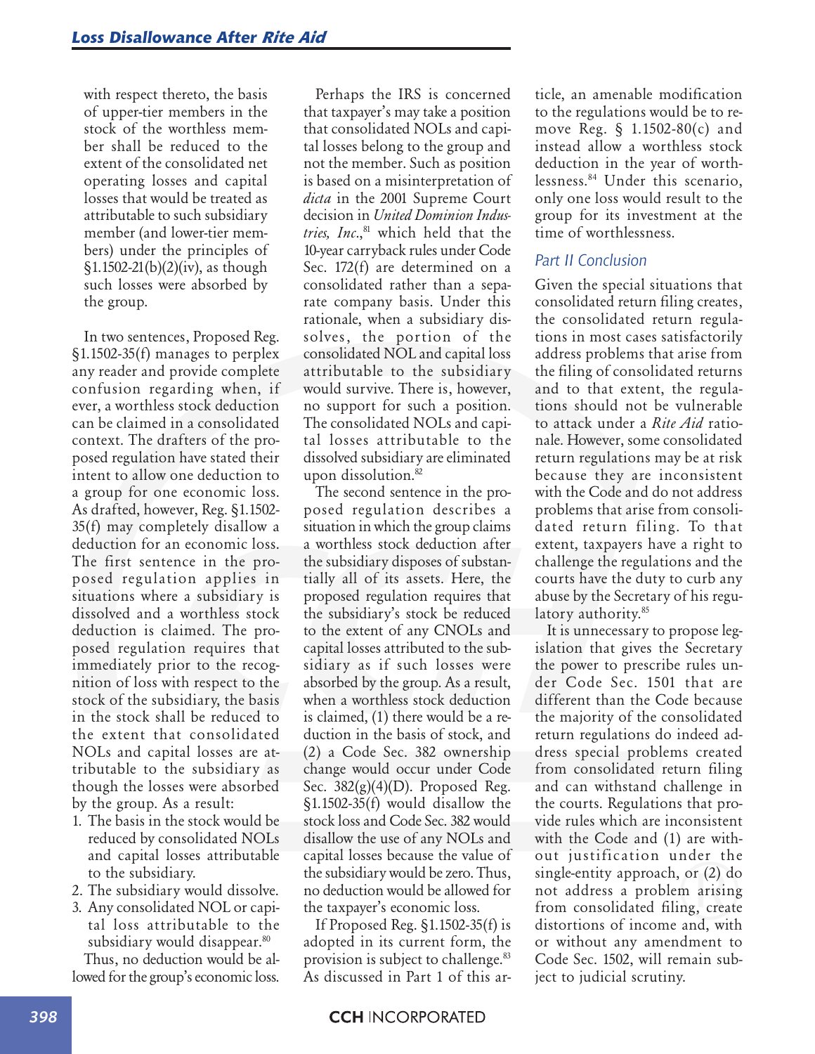with respect thereto, the basis of upper-tier members in the stock of the worthless member shall be reduced to the extent of the consolidated net operating losses and capital losses that would be treated as attributable to such subsidiary member (and lower-tier members) under the principles of §1.1502-21(b)(2)(iv), as though such losses were absorbed by the group.

In two sentences, Proposed Reg. §1.1502-35(f) manages to perplex any reader and provide complete confusion regarding when, if ever, a worthless stock deduction can be claimed in a consolidated context. The drafters of the proposed regulation have stated their intent to allow one deduction to a group for one economic loss. As drafted, however, Reg. §1.1502-35(f) may completely disallow a deduction for an economic loss. The first sentence in the proposed regulation applies in situations where a subsidiary is dissolved and a worthless stock deduction is claimed. The proposed regulation requires that immediately prior to the recognition of loss with respect to the stock of the subsidiary, the basis in the stock shall be reduced to the extent that consolidated NOLs and capital losses are attributable to the subsidiary as though the losses were absorbed by the group. As a result:

1. The basis in the stock would be reduced by consolidated NOLs and capital losses attributable to the subsidiary.
2. The subsidiary would dissolve.
3. Any consolidated NOL or capital loss attributable to the subsidiary would disappear.[80]

Thus, no deduction would be allowed for the group's economic loss.

Perhaps the IRS is concerned that taxpayer's may take a position that consolidated NOLs and capital losses belong to the group and not the member. Such as position is based on a misinterpretation of *dicta* in the 2001 Supreme Court decision in *United Dominion Industries, Inc.*,[81] which held that the 10-year carryback rules under Code Sec. 172(f) are determined on a consolidated rather than a separate company basis. Under this rationale, when a subsidiary dissolves, the portion of the consolidated NOL and capital loss attributable to the subsidiary would survive. There is, however, no support for such a position. The consolidated NOLs and capital losses attributable to the dissolved subsidiary are eliminated upon dissolution.[82]

The second sentence in the proposed regulation describes a situation in which the group claims a worthless stock deduction after the subsidiary disposes of substantially all of its assets. Here, the proposed regulation requires that the subsidiary's stock be reduced to the extent of any CNOLs and capital losses attributed to the subsidiary as if such losses were absorbed by the group. As a result, when a worthless stock deduction is claimed, (1) there would be a reduction in the basis of stock, and (2) a Code Sec. 382 ownership change would occur under Code Sec. 382(g)(4)(D). Proposed Reg. §1.1502-35(f) would disallow the stock loss and Code Sec. 382 would disallow the use of any NOLs and capital losses because the value of the subsidiary would be zero. Thus, no deduction would be allowed for the taxpayer's economic loss.

If Proposed Reg. §1.1502-35(f) is adopted in its current form, the provision is subject to challenge.[83] As discussed in Part 1 of this article, an amenable modification to the regulations would be to remove Reg. § 1.1502-80(c) and instead allow a worthless stock deduction in the year of worthlessness.[84] Under this scenario, only one loss would result to the group for its investment at the time of worthlessness.

### Part II Conclusion

Given the special situations that consolidated return filing creates, the consolidated return regulations in most cases satisfactorily address problems that arise from the filing of consolidated returns and to that extent, the regulations should not be vulnerable to attack under a *Rite Aid* rationale. However, some consolidated return regulations may be at risk because they are inconsistent with the Code and do not address problems that arise from consolidated return filing. To that extent, taxpayers have a right to challenge the regulations and the courts have the duty to curb any abuse by the Secretary of his regulatory authority.[85]

It is unnecessary to propose legislation that gives the Secretary the power to prescribe rules under Code Sec. 1501 that are different than the Code because the majority of the consolidated return regulations do indeed address special problems created from consolidated return filing and can withstand challenge in the courts. Regulations that provide rules which are inconsistent with the Code and (1) are without justification under the single-entity approach, or (2) do not address a problem arising from consolidated filing, create distortions of income and, with or without any amendment to Code Sec. 1502, will remain subject to judicial scrutiny.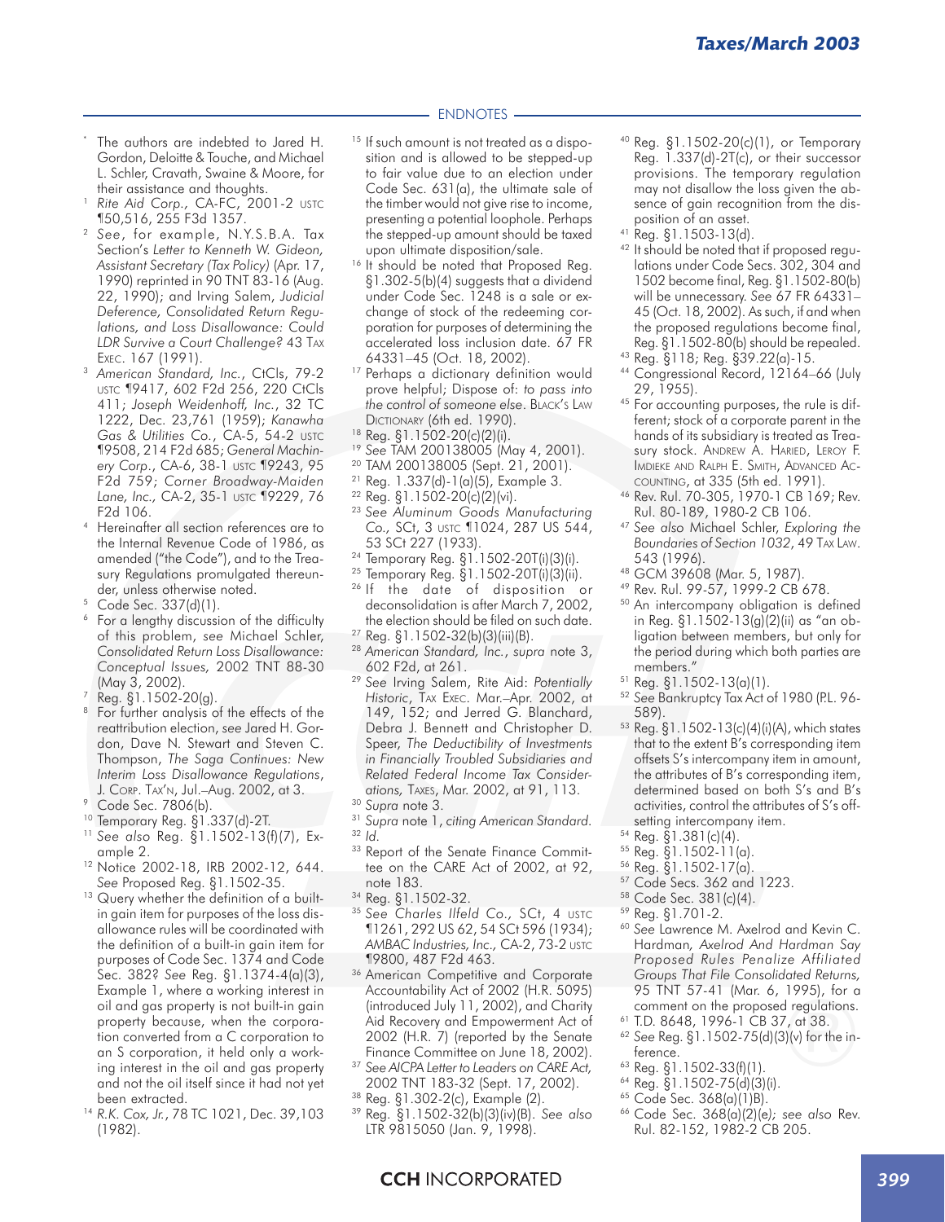## ENDNOTES

\* The authors are indebted to Jared H. Gordon, Deloitte & Touche, and Michael L. Schler, Cravath, Swaine & Moore, for their assistance and thoughts.

1. *Rite Aid Corp.*, CA-FC, 2001-2 USTC ¶50,516, 255 F3d 1357.
2. *See*, for example, N.Y.S.B.A. Tax Section's *Letter to Kenneth W. Gideon, Assistant Secretary (Tax Policy)* (Apr. 17, 1990) reprinted in 90 TNT 83-16 (Aug. 22, 1990); and Irving Salem, *Judicial Deference, Consolidated Return Regulations, and Loss Disallowance: Could LDR Survive a Court Challenge?* 43 TAX EXEC. 167 (1991).
3. *American Standard, Inc.*, CtCls, 79-2 USTC ¶9417, 602 F2d 256, 220 CtCls 411; *Joseph Weidenhoff, Inc.*, 32 TC 1222, Dec. 23,761 (1959); *Kanawha Gas & Utilities Co.*, CA-5, 54-2 USTC ¶9508, 214 F2d 685; *General Machinery Corp.*, CA-6, 38-1 USTC ¶9243, 95 F2d 759; *Corner Broadway-Maiden Lane, Inc.*, CA-2, 35-1 USTC ¶9229, 76 F2d 106.
4. Hereinafter all section references are to the Internal Revenue Code of 1986, as amended ("the Code"), and to the Treasury Regulations promulgated thereunder, unless otherwise noted.
5. Code Sec. 337(d)(1).
6. For a lengthy discussion of the difficulty of this problem, *see* Michael Schler, *Consolidated Return Loss Disallowance: Conceptual Issues,* 2002 TNT 88-30 (May 3, 2002).
7. Reg. §1.1502-20(g).
8. For further analysis of the effects of the reattribution election, *see* Jared H. Gordon, Dave N. Stewart and Steven C. Thompson, *The Saga Continues: New Interim Loss Disallowance Regulations*, J. CORP. TAX'N, Jul.–Aug. 2002, at 3.
9. Code Sec. 7806(b).
10. Temporary Reg. §1.337(d)-2T.
11. *See also* Reg. §1.1502-13(f)(7), Example 2.
12. Notice 2002-18, IRB 2002-12, 644. *See* Proposed Reg. §1.1502-35.
13. Query whether the definition of a built-in gain item for purposes of the loss disallowance rules will be coordinated with the definition of a built-in gain item for purposes of Code Sec. 1374 and Code Sec. 382? *See* Reg. §1.1374-4(a)(3), Example 1, where a working interest in oil and gas property is not built-in gain property because, when the corporation converted from a C corporation to an S corporation, it held only a working interest in the oil and gas property and not the oil itself since it had not yet been extracted.
14. *R.K. Cox, Jr.*, 78 TC 1021, Dec. 39,103 (1982).
15. If such amount is not treated as a disposition and is allowed to be stepped-up to fair value due to an election under Code Sec. 631(a), the ultimate sale of the timber would not give rise to income, presenting a potential loophole. Perhaps the stepped-up amount should be taxed upon ultimate disposition/sale.
16. It should be noted that Proposed Reg. §1.302-5(b)(4) suggests that a dividend under Code Sec. 1248 is a sale or exchange of stock of the redeeming corporation for purposes of determining the accelerated loss inclusion date. 67 FR 64331–45 (Oct. 18, 2002).
17. Perhaps a dictionary definition would prove helpful; Dispose of: *to pass into the control of someone else*. BLACK'S LAW DICTIONARY (6th ed. 1990).
18. Reg. §1.1502-20(c)(2)(i).
19. *See* TAM 200138005 (May 4, 2001).
20. TAM 200138005 (Sept. 21, 2001).
21. Reg. 1.337(d)-1(a)(5), Example 3.
22. Reg. §1.1502-20(c)(2)(vi).
23. *See Aluminum Goods Manufacturing Co.*, SCt, 3 USTC ¶1024, 287 US 544, 53 SCt 227 (1933).
24. Temporary Reg. §1.1502-20T(i)(3)(i).
25. Temporary Reg. §1.1502-20T(i)(3)(ii).
26. If the date of disposition or deconsolidation is after March 7, 2002, the election should be filed on such date.
27. Reg. §1.1502-32(b)(3)(iii)(B).
28. *American Standard, Inc.*, *supra* note 3, 602 F2d, at 261.
29. *See* Irving Salem, Rite Aid: *Potentially Historic*, TAX EXEC. Mar.–Apr. 2002, at 149, 152; and Jerred G. Blanchard, Debra J. Bennett and Christopher D. Speer, *The Deductibility of Investments in Financially Troubled Subsidiaries and Related Federal Income Tax Considerations,* TAXES, Mar. 2002, at 91, 113.
30. *Supra* note 3.
31. *Supra* note 1, *citing American Standard*.
32. *Id.*
33. Report of the Senate Finance Committee on the CARE Act of 2002, at 92, note 183.
34. Reg. §1.1502-32.
35. *See Charles Ilfeld Co.*, SCt, 4 USTC ¶1261, 292 US 62, 54 SCt 596 (1934); *AMBAC Industries, Inc.*, CA-2, 73-2 USTC ¶9800, 487 F2d 463.
36. American Competitive and Corporate Accountability Act of 2002 (H.R. 5095) (introduced July 11, 2002), and Charity Aid Recovery and Empowerment Act of 2002 (H.R. 7) (reported by the Senate Finance Committee on June 18, 2002).
37. *See AICPA Letter to Leaders on CARE Act,* 2002 TNT 183-32 (Sept. 17, 2002).
38. Reg. §1.302-2(c), Example (2).
39. Reg. §1.1502-32(b)(3)(iv)(B). *See also* LTR 9815050 (Jan. 9, 1998).
40. Reg. §1.1502-20(c)(1), or Temporary Reg. 1.337(d)-2T(c), or their successor provisions. The temporary regulation may not disallow the loss given the absence of gain recognition from the disposition of an asset.
41. Reg. §1.1503-13(d).
42. It should be noted that if proposed regulations under Code Secs. 302, 304 and 1502 become final, Reg. §1.1502-80(b) will be unnecessary. *See* 67 FR 64331–45 (Oct. 18, 2002). As such, if and when the proposed regulations become final, Reg. §1.1502-80(b) should be repealed.
43. Reg. §118; Reg. §39.22(a)-15.
44. Congressional Record, 12164–66 (July 29, 1955).
45. For accounting purposes, the rule is different; stock of a corporate parent in the hands of its subsidiary is treated as Treasury stock. ANDREW A. HARIED, LEROY F. IMDIEKE AND RALPH E. SMITH, ADVANCED ACCOUNTING, at 335 (5th ed. 1991).
46. Rev. Rul. 70-305, 1970-1 CB 169; Rev. Rul. 80-189, 1980-2 CB 106.
47. *See also* Michael Schler, *Exploring the Boundaries of Section 1032*, 49 TAX LAW. 543 (1996).
48. GCM 39608 (Mar. 5, 1987).
49. Rev. Rul. 99-57, 1999-2 CB 678.
50. An intercompany obligation is defined in Reg. §1.1502-13(g)(2)(ii) as "an obligation between members, but only for the period during which both parties are members."
51. Reg. §1.1502-13(a)(1).
52. *See* Bankruptcy Tax Act of 1980 (P.L. 96-589).
53. Reg. §1.1502-13(c)(4)(i)(A), which states that to the extent B's corresponding item offsets S's intercompany item in amount, the attributes of B's corresponding item, determined based on both S's and B's activities, control the attributes of S's offsetting intercompany item.
54. Reg. §1.381(c)(4).
55. Reg. §1.1502-11(a).
56. Reg. §1.1502-17(a).
57. Code Secs. 362 and 1223.
58. Code Sec. 381(c)(4).
59. Reg. §1.701-2.
60. *See* Lawrence M. Axelrod and Kevin C. Hardman*, Axelrod And Hardman Say Proposed Rules Penalize Affiliated Groups That File Consolidated Returns,* 95 TNT 57-41 (Mar. 6, 1995), for a comment on the proposed regulations.
61. T.D. 8648, 1996-1 CB 37, at 38.
62. *See* Reg. §1.1502-75(d)(3)(v) for the inference.
63. Reg. §1.1502-33(f)(1).
64. Reg. §1.1502-75(d)(3)(i).
65. Code Sec. 368(a)(1)(B).
66. Code Sec. 368(a)(2)(e)*; see also* Rev. Rul. 82-152, 1982-2 CB 205.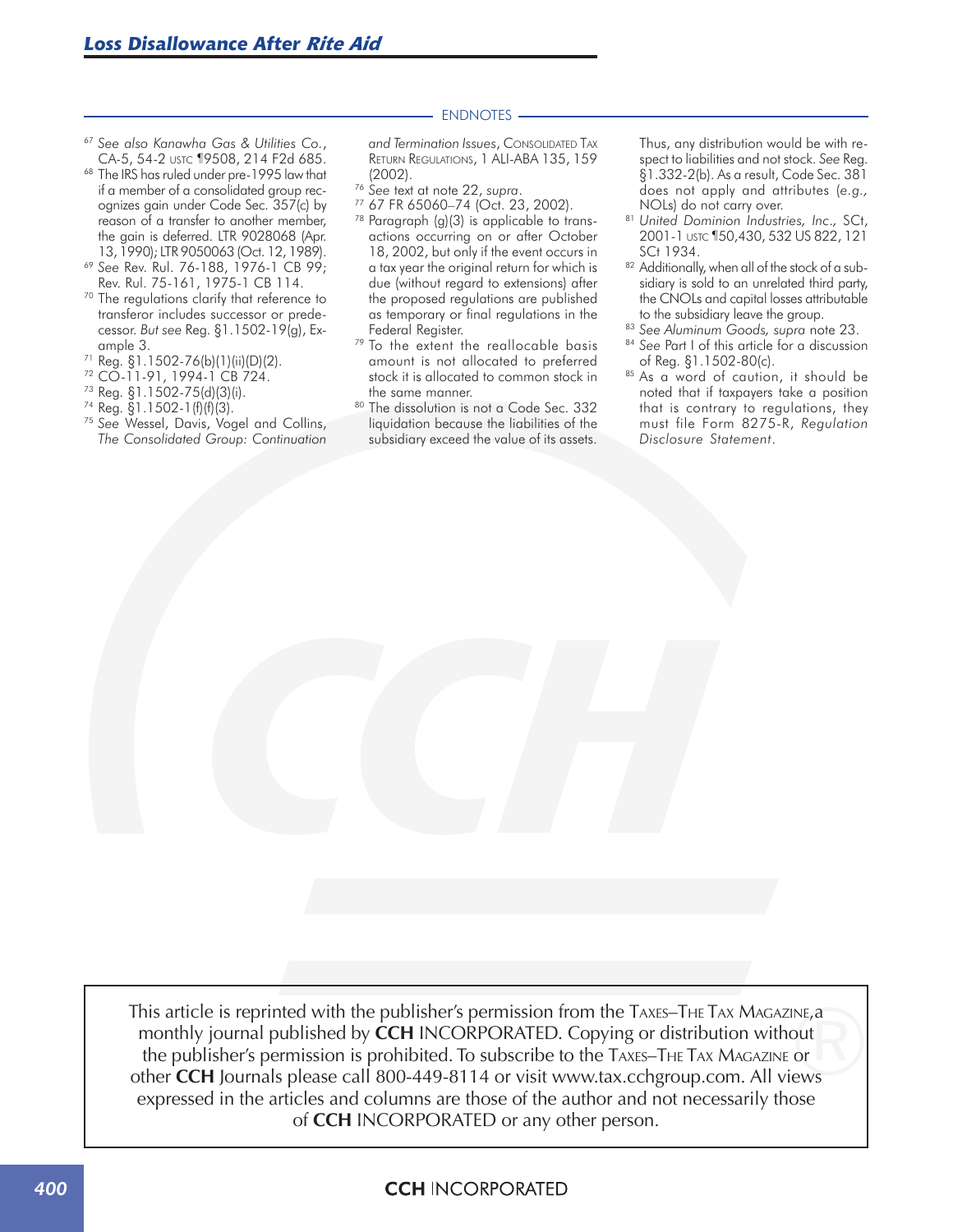## ENDNOTES

[67] *See also Kanawha Gas & Utilities Co.*, CA-5, 54-2 USTC ¶9508, 214 F2d 685.

[68] The IRS has ruled under pre-1995 law that if a member of a consolidated group recognizes gain under Code Sec. 357(c) by reason of a transfer to another member, the gain is deferred. LTR 9028068 (Apr. 13, 1990); LTR 9050063 (Oct. 12, 1989).

[69] *See* Rev. Rul. 76-188, 1976-1 CB 99; Rev. Rul. 75-161, 1975-1 CB 114.

[70] The regulations clarify that reference to transferor includes successor or predecessor. *But see* Reg. §1.1502-19(g), Example 3.

[71] Reg. §1.1502-76(b)(1)(ii)(D)(2).

[72] CO-11-91, 1994-1 CB 724.

[73] Reg. §1.1502-75(d)(3)(i).

[74] Reg. §1.1502-1(f)(3).

[75] *See* Wessel, Davis, Vogel and Collins, *The Consolidated Group: Continuation and Termination Issues*, CONSOLIDATED TAX RETURN REGULATIONS, 1 ALI-ABA 135, 159 (2002).

[76] *See* text at note 22, *supra*.

[77] 67 FR 65060–74 (Oct. 23, 2002).

[78] Paragraph (g)(3) is applicable to transactions occurring on or after October 18, 2002, but only if the event occurs in a tax year the original return for which is due (without regard to extensions) after the proposed regulations are published as temporary or final regulations in the Federal Register.

[79] To the extent the reallocable basis amount is not allocated to preferred stock it is allocated to common stock in the same manner.

[80] The dissolution is not a Code Sec. 332 liquidation because the liabilities of the subsidiary exceed the value of its assets. Thus, any distribution would be with respect to liabilities and not stock. *See* Reg. §1.332-2(b). As a result, Code Sec. 381 does not apply and attributes (*e.g.*, NOLs) do not carry over.

[81] *United Dominion Industries, Inc.*, SCt, 2001-1 USTC ¶50,430, 532 US 822, 121 SCt 1934.

[82] Additionally, when all of the stock of a subsidiary is sold to an unrelated third party, the CNOLs and capital losses attributable to the subsidiary leave the group.

[83] *See Aluminum Goods*, *supra* note 23.

[84] *See* Part I of this article for a discussion of Reg. §1.1502-80(c).

[85] As a word of caution, it should be noted that if taxpayers take a position that is contrary to regulations, they must file Form 8275-R, *Regulation Disclosure Statement*.

This article is reprinted with the publisher's permission from the TAXES–THE TAX MAGAZINE, a monthly journal published by **CCH** INCORPORATED. Copying or distribution without the publisher's permission is prohibited. To subscribe to the TAXES–THE TAX MAGAZINE or other **CCH** Journals please call 800-449-8114 or visit www.tax.cchgroup.com. All views expressed in the articles and columns are those of the author and not necessarily those of **CCH** INCORPORATED or any other person.